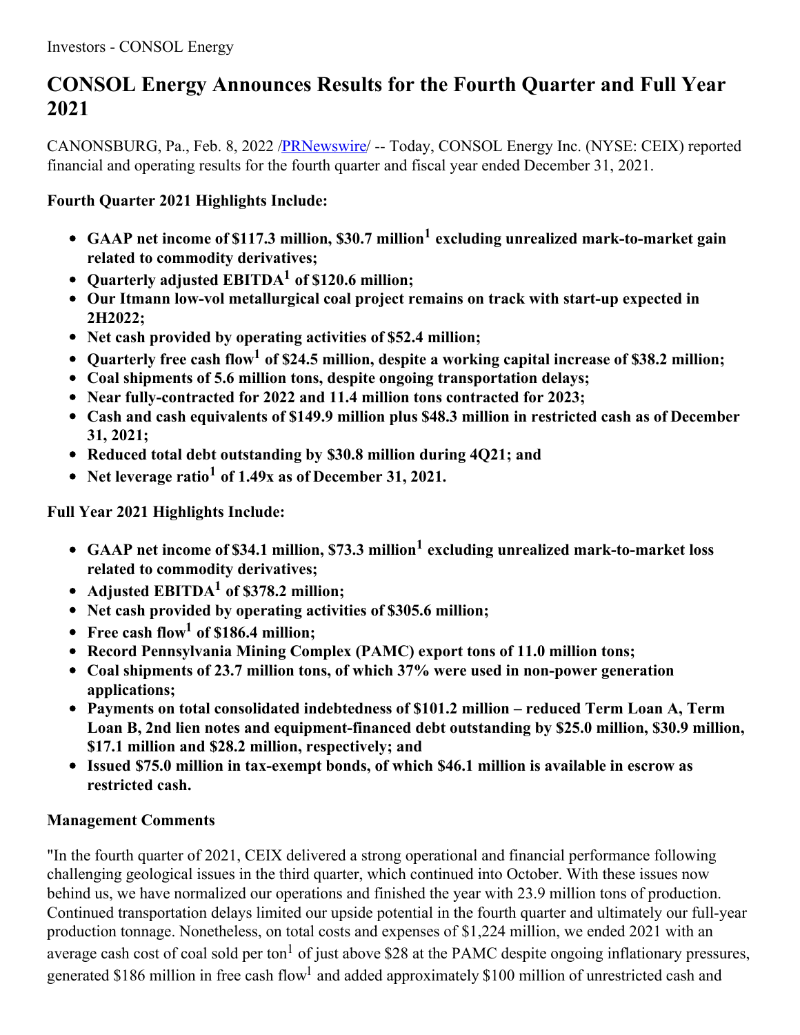Investors - CONSOL Energy

# CONSOL Energy Announces Results for the Fourth Quarter and Full Year 2021

CANONSBURG, Pa., Feb. 8, 2022 /PRNewswire/ -- Today, CONSOL Energy Inc. (NYSE: CEIX) reported financial and operating results for the fourth quarter and fiscal year ended December 31, 2021.

**Fourth Quarter 2021 Highlights Include:**

- **GAAP net income of $117.3 million, $30.7 million[1] excluding unrealized mark-to-market gain related to commodity derivatives;**
- **Quarterly adjusted EBITDA[1] of $120.6 million;**
- **Our Itmann low-vol metallurgical coal project remains on track with start-up expected in 2H2022;**
- **Net cash provided by operating activities of $52.4 million;**
- **Quarterly free cash flow[1] of $24.5 million, despite a working capital increase of $38.2 million;**
- **Coal shipments of 5.6 million tons, despite ongoing transportation delays;**
- **Near fully-contracted for 2022 and 11.4 million tons contracted for 2023;**
- **Cash and cash equivalents of $149.9 million plus $48.3 million in restricted cash as of December 31, 2021;**
- **Reduced total debt outstanding by $30.8 million during 4Q21; and**
- **Net leverage ratio[1] of 1.49x as of December 31, 2021.**

**Full Year 2021 Highlights Include:**

- **GAAP net income of $34.1 million, $73.3 million[1] excluding unrealized mark-to-market loss related to commodity derivatives;**
- **Adjusted EBITDA[1] of $378.2 million;**
- **Net cash provided by operating activities of $305.6 million;**
- **Free cash flow[1] of $186.4 million;**
- **Record Pennsylvania Mining Complex (PAMC) export tons of 11.0 million tons;**
- **Coal shipments of 23.7 million tons, of which 37% were used in non-power generation applications;**
- **Payments on total consolidated indebtedness of $101.2 million – reduced Term Loan A, Term Loan B, 2nd lien notes and equipment-financed debt outstanding by $25.0 million, $30.9 million, $17.1 million and $28.2 million, respectively; and**
- **Issued $75.0 million in tax-exempt bonds, of which $46.1 million is available in escrow as restricted cash.**

**Management Comments**

"In the fourth quarter of 2021, CEIX delivered a strong operational and financial performance following challenging geological issues in the third quarter, which continued into October. With these issues now behind us, we have normalized our operations and finished the year with 23.9 million tons of production. Continued transportation delays limited our upside potential in the fourth quarter and ultimately our full-year production tonnage. Nonetheless, on total costs and expenses of $1,224 million, we ended 2021 with an average cash cost of coal sold per ton[1] of just above $28 at the PAMC despite ongoing inflationary pressures, generated $186 million in free cash flow[1] and added approximately $100 million of unrestricted cash and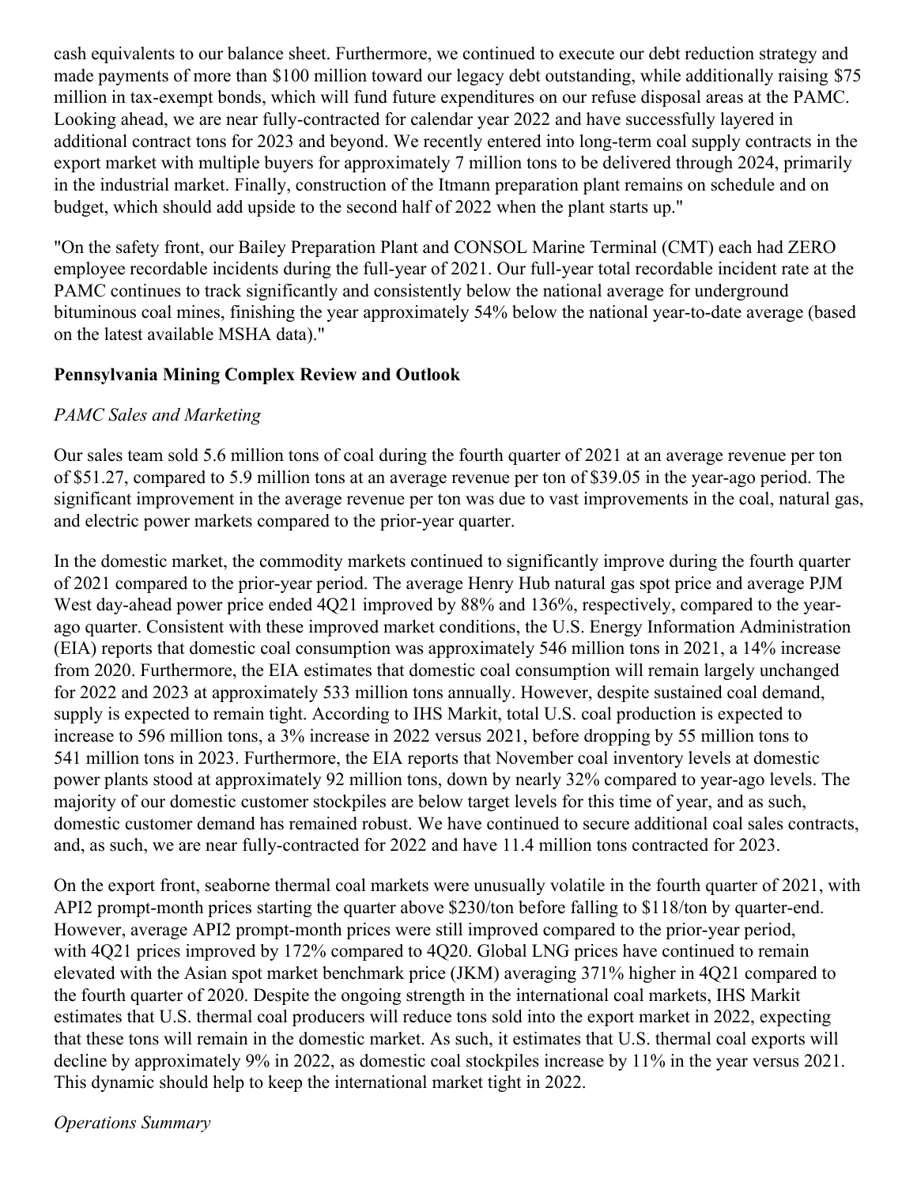cash equivalents to our balance sheet. Furthermore, we continued to execute our debt reduction strategy and made payments of more than $100 million toward our legacy debt outstanding, while additionally raising $75 million in tax-exempt bonds, which will fund future expenditures on our refuse disposal areas at the PAMC. Looking ahead, we are near fully-contracted for calendar year 2022 and have successfully layered in additional contract tons for 2023 and beyond. We recently entered into long-term coal supply contracts in the export market with multiple buyers for approximately 7 million tons to be delivered through 2024, primarily in the industrial market. Finally, construction of the Itmann preparation plant remains on schedule and on budget, which should add upside to the second half of 2022 when the plant starts up."

"On the safety front, our Bailey Preparation Plant and CONSOL Marine Terminal (CMT) each had ZERO employee recordable incidents during the full-year of 2021. Our full-year total recordable incident rate at the PAMC continues to track significantly and consistently below the national average for underground bituminous coal mines, finishing the year approximately 54% below the national year-to-date average (based on the latest available MSHA data)."

## Pennsylvania Mining Complex Review and Outlook

*PAMC Sales and Marketing*

Our sales team sold 5.6 million tons of coal during the fourth quarter of 2021 at an average revenue per ton of $51.27, compared to 5.9 million tons at an average revenue per ton of $39.05 in the year-ago period. The significant improvement in the average revenue per ton was due to vast improvements in the coal, natural gas, and electric power markets compared to the prior-year quarter.

In the domestic market, the commodity markets continued to significantly improve during the fourth quarter of 2021 compared to the prior-year period. The average Henry Hub natural gas spot price and average PJM West day-ahead power price ended 4Q21 improved by 88% and 136%, respectively, compared to the year-ago quarter. Consistent with these improved market conditions, the U.S. Energy Information Administration (EIA) reports that domestic coal consumption was approximately 546 million tons in 2021, a 14% increase from 2020. Furthermore, the EIA estimates that domestic coal consumption will remain largely unchanged for 2022 and 2023 at approximately 533 million tons annually. However, despite sustained coal demand, supply is expected to remain tight. According to IHS Markit, total U.S. coal production is expected to increase to 596 million tons, a 3% increase in 2022 versus 2021, before dropping by 55 million tons to 541 million tons in 2023. Furthermore, the EIA reports that November coal inventory levels at domestic power plants stood at approximately 92 million tons, down by nearly 32% compared to year-ago levels. The majority of our domestic customer stockpiles are below target levels for this time of year, and as such, domestic customer demand has remained robust. We have continued to secure additional coal sales contracts, and, as such, we are near fully-contracted for 2022 and have 11.4 million tons contracted for 2023.

On the export front, seaborne thermal coal markets were unusually volatile in the fourth quarter of 2021, with API2 prompt-month prices starting the quarter above $230/ton before falling to $118/ton by quarter-end. However, average API2 prompt-month prices were still improved compared to the prior-year period, with 4Q21 prices improved by 172% compared to 4Q20. Global LNG prices have continued to remain elevated with the Asian spot market benchmark price (JKM) averaging 371% higher in 4Q21 compared to the fourth quarter of 2020. Despite the ongoing strength in the international coal markets, IHS Markit estimates that U.S. thermal coal producers will reduce tons sold into the export market in 2022, expecting that these tons will remain in the domestic market. As such, it estimates that U.S. thermal coal exports will decline by approximately 9% in 2022, as domestic coal stockpiles increase by 11% in the year versus 2021. This dynamic should help to keep the international market tight in 2022.

*Operations Summary*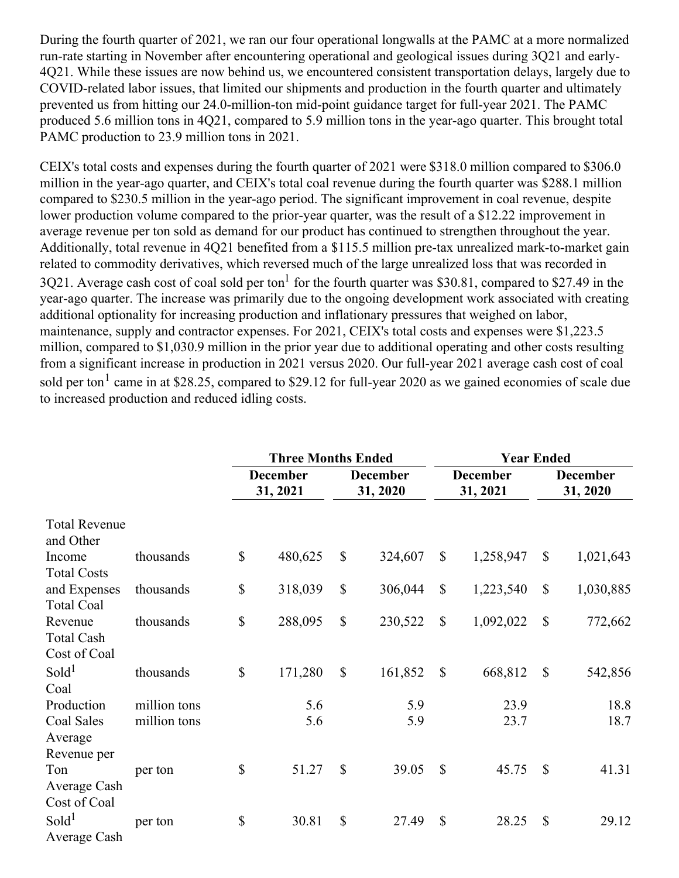During the fourth quarter of 2021, we ran our four operational longwalls at the PAMC at a more normalized run-rate starting in November after encountering operational and geological issues during 3Q21 and early-4Q21. While these issues are now behind us, we encountered consistent transportation delays, largely due to COVID-related labor issues, that limited our shipments and production in the fourth quarter and ultimately prevented us from hitting our 24.0-million-ton mid-point guidance target for full-year 2021. The PAMC produced 5.6 million tons in 4Q21, compared to 5.9 million tons in the year-ago quarter. This brought total PAMC production to 23.9 million tons in 2021.

CEIX's total costs and expenses during the fourth quarter of 2021 were $318.0 million compared to $306.0 million in the year-ago quarter, and CEIX's total coal revenue during the fourth quarter was $288.1 million compared to $230.5 million in the year-ago period. The significant improvement in coal revenue, despite lower production volume compared to the prior-year quarter, was the result of a $12.22 improvement in average revenue per ton sold as demand for our product has continued to strengthen throughout the year. Additionally, total revenue in 4Q21 benefited from a $115.5 million pre-tax unrealized mark-to-market gain related to commodity derivatives, which reversed much of the large unrealized loss that was recorded in 3Q21. Average cash cost of coal sold per ton[1] for the fourth quarter was $30.81, compared to $27.49 in the year-ago quarter. The increase was primarily due to the ongoing development work associated with creating additional optionality for increasing production and inflationary pressures that weighed on labor, maintenance, supply and contractor expenses. For 2021, CEIX's total costs and expenses were $1,223.5 million, compared to $1,030.9 million in the prior year due to additional operating and other costs resulting from a significant increase in production in 2021 versus 2020. Our full-year 2021 average cash cost of coal sold per ton[1] came in at $28.25, compared to $29.12 for full-year 2020 as we gained economies of scale due to increased production and reduced idling costs.

| | | Three Months Ended | | Year Ended | |
|---|---|---|---|---|---|
| | | December 31, 2021 | December 31, 2020 | December 31, 2021 | December 31, 2020 |
| Total Revenue and Other Income | thousands | $ 480,625 | $ 324,607 | $ 1,258,947 | $ 1,021,643 |
| Total Costs and Expenses | thousands | $ 318,039 | $ 306,044 | $ 1,223,540 | $ 1,030,885 |
| Total Coal Revenue | thousands | $ 288,095 | $ 230,522 | $ 1,092,022 | $ 772,662 |
| Total Cash Cost of Coal Sold[1] | thousands | $ 171,280 | $ 161,852 | $ 668,812 | $ 542,856 |
| Coal Production | million tons | 5.6 | 5.9 | 23.9 | 18.8 |
| Coal Sales | million tons | 5.6 | 5.9 | 23.7 | 18.7 |
| Average Revenue per Ton | per ton | $ 51.27 | $ 39.05 | $ 45.75 | $ 41.31 |
| Average Cash Cost of Coal Sold[1] | per ton | $ 30.81 | $ 27.49 | $ 28.25 | $ 29.12 |
| Average Cash | | | | | |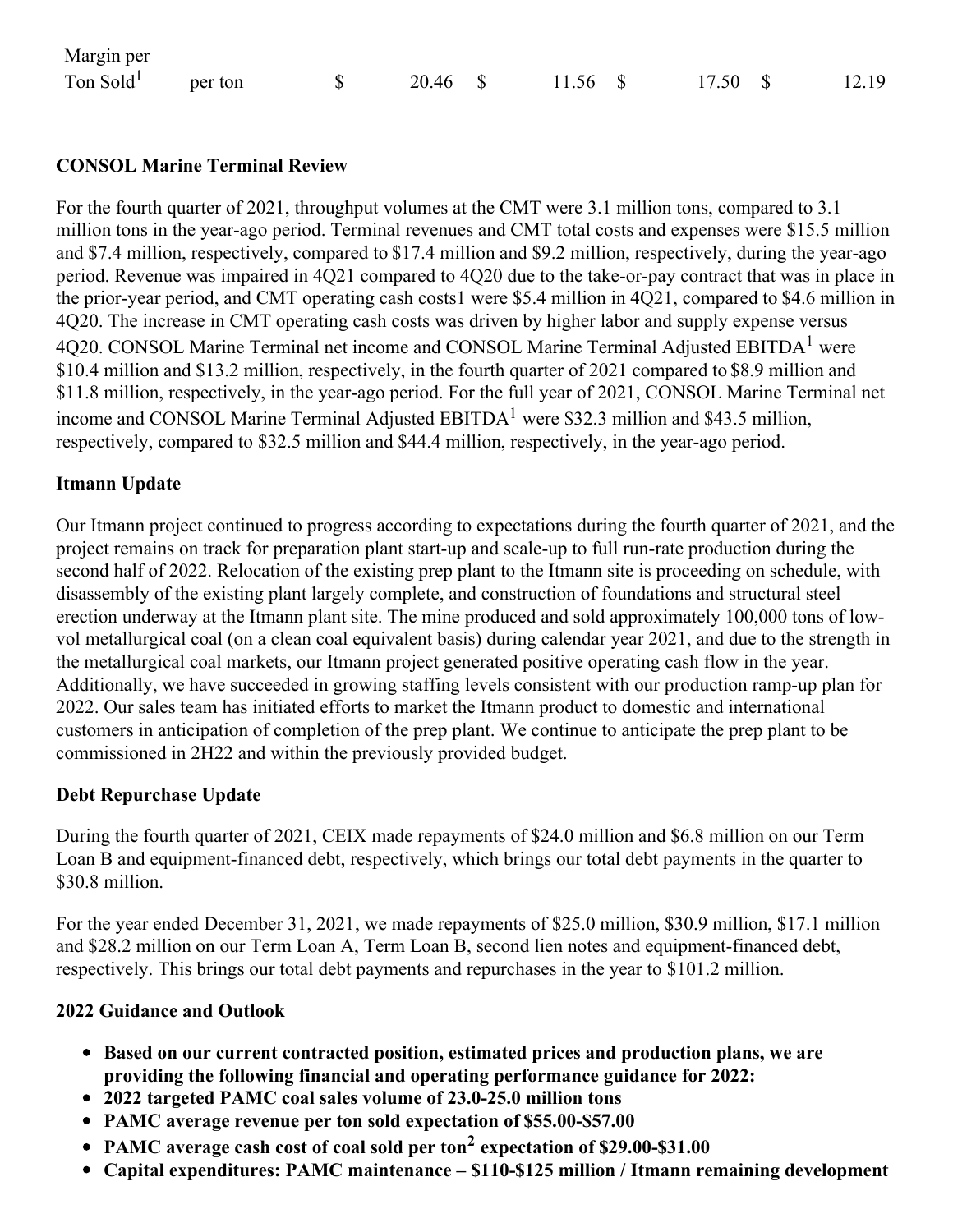| Margin per Ton Sold[1] | per ton | $ 20.46 | $ 11.56 | $ 17.50 | $ 12.19 |
|---|---|---|---|---|---|

**CONSOL Marine Terminal Review**

For the fourth quarter of 2021, throughput volumes at the CMT were 3.1 million tons, compared to 3.1 million tons in the year-ago period. Terminal revenues and CMT total costs and expenses were $15.5 million and $7.4 million, respectively, compared to $17.4 million and $9.2 million, respectively, during the year-ago period. Revenue was impaired in 4Q21 compared to 4Q20 due to the take-or-pay contract that was in place in the prior-year period, and CMT operating cash costs1 were $5.4 million in 4Q21, compared to $4.6 million in 4Q20. The increase in CMT operating cash costs was driven by higher labor and supply expense versus 4Q20. CONSOL Marine Terminal net income and CONSOL Marine Terminal Adjusted EBITDA[1] were $10.4 million and $13.2 million, respectively, in the fourth quarter of 2021 compared to $8.9 million and $11.8 million, respectively, in the year-ago period. For the full year of 2021, CONSOL Marine Terminal net income and CONSOL Marine Terminal Adjusted EBITDA[1] were $32.3 million and $43.5 million, respectively, compared to $32.5 million and $44.4 million, respectively, in the year-ago period.

**Itmann Update**

Our Itmann project continued to progress according to expectations during the fourth quarter of 2021, and the project remains on track for preparation plant start-up and scale-up to full run-rate production during the second half of 2022. Relocation of the existing prep plant to the Itmann site is proceeding on schedule, with disassembly of the existing plant largely complete, and construction of foundations and structural steel erection underway at the Itmann plant site. The mine produced and sold approximately 100,000 tons of low-vol metallurgical coal (on a clean coal equivalent basis) during calendar year 2021, and due to the strength in the metallurgical coal markets, our Itmann project generated positive operating cash flow in the year. Additionally, we have succeeded in growing staffing levels consistent with our production ramp-up plan for 2022. Our sales team has initiated efforts to market the Itmann product to domestic and international customers in anticipation of completion of the prep plant. We continue to anticipate the prep plant to be commissioned in 2H22 and within the previously provided budget.

**Debt Repurchase Update**

During the fourth quarter of 2021, CEIX made repayments of $24.0 million and $6.8 million on our Term Loan B and equipment-financed debt, respectively, which brings our total debt payments in the quarter to $30.8 million.

For the year ended December 31, 2021, we made repayments of $25.0 million, $30.9 million, $17.1 million and $28.2 million on our Term Loan A, Term Loan B, second lien notes and equipment-financed debt, respectively. This brings our total debt payments and repurchases in the year to $101.2 million.

**2022 Guidance and Outlook**

- **Based on our current contracted position, estimated prices and production plans, we are providing the following financial and operating performance guidance for 2022:**
- **2022 targeted PAMC coal sales volume of 23.0-25.0 million tons**
- **PAMC average revenue per ton sold expectation of $55.00-$57.00**
- **PAMC average cash cost of coal sold per ton[2] expectation of $29.00-$31.00**
- **Capital expenditures: PAMC maintenance – $110-$125 million / Itmann remaining development**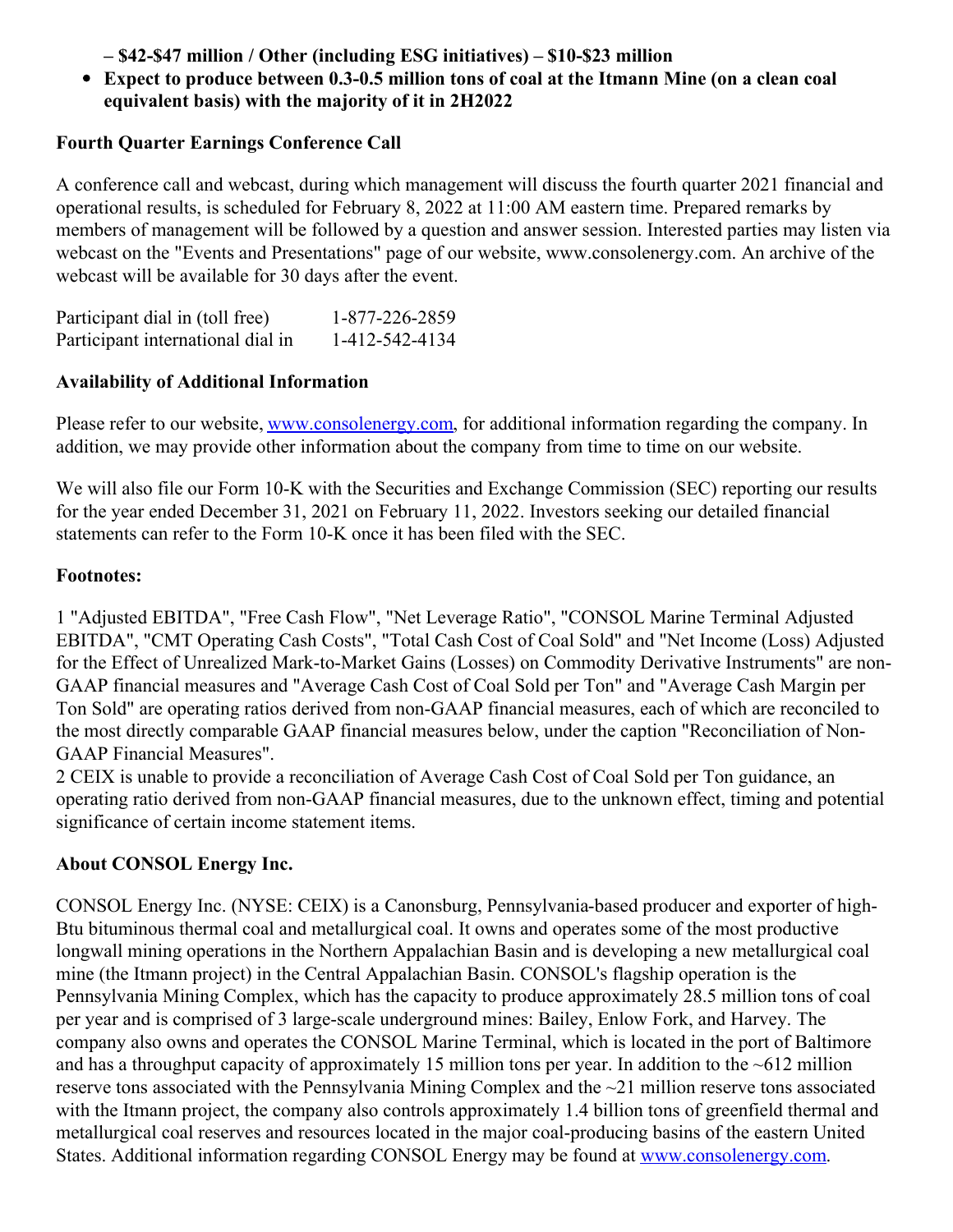**– $42-$47 million / Other (including ESG initiatives) – $10-$23 million**

- **Expect to produce between 0.3-0.5 million tons of coal at the Itmann Mine (on a clean coal equivalent basis) with the majority of it in 2H2022**

## Fourth Quarter Earnings Conference Call

A conference call and webcast, during which management will discuss the fourth quarter 2021 financial and operational results, is scheduled for February 8, 2022 at 11:00 AM eastern time. Prepared remarks by members of management will be followed by a question and answer session. Interested parties may listen via webcast on the "Events and Presentations" page of our website, www.consolenergy.com. An archive of the webcast will be available for 30 days after the event.

| | |
|---|---|
| Participant dial in (toll free) | 1-877-226-2859 |
| Participant international dial in | 1-412-542-4134 |

## Availability of Additional Information

Please refer to our website, www.consolenergy.com, for additional information regarding the company. In addition, we may provide other information about the company from time to time on our website.

We will also file our Form 10-K with the Securities and Exchange Commission (SEC) reporting our results for the year ended December 31, 2021 on February 11, 2022. Investors seeking our detailed financial statements can refer to the Form 10-K once it has been filed with the SEC.

## Footnotes:

1 "Adjusted EBITDA", "Free Cash Flow", "Net Leverage Ratio", "CONSOL Marine Terminal Adjusted EBITDA", "CMT Operating Cash Costs", "Total Cash Cost of Coal Sold" and "Net Income (Loss) Adjusted for the Effect of Unrealized Mark-to-Market Gains (Losses) on Commodity Derivative Instruments" are non-GAAP financial measures and "Average Cash Cost of Coal Sold per Ton" and "Average Cash Margin per Ton Sold" are operating ratios derived from non-GAAP financial measures, each of which are reconciled to the most directly comparable GAAP financial measures below, under the caption "Reconciliation of Non-GAAP Financial Measures".

2 CEIX is unable to provide a reconciliation of Average Cash Cost of Coal Sold per Ton guidance, an operating ratio derived from non-GAAP financial measures, due to the unknown effect, timing and potential significance of certain income statement items.

## About CONSOL Energy Inc.

CONSOL Energy Inc. (NYSE: CEIX) is a Canonsburg, Pennsylvania-based producer and exporter of high-Btu bituminous thermal coal and metallurgical coal. It owns and operates some of the most productive longwall mining operations in the Northern Appalachian Basin and is developing a new metallurgical coal mine (the Itmann project) in the Central Appalachian Basin. CONSOL's flagship operation is the Pennsylvania Mining Complex, which has the capacity to produce approximately 28.5 million tons of coal per year and is comprised of 3 large-scale underground mines: Bailey, Enlow Fork, and Harvey. The company also owns and operates the CONSOL Marine Terminal, which is located in the port of Baltimore and has a throughput capacity of approximately 15 million tons per year. In addition to the ~612 million reserve tons associated with the Pennsylvania Mining Complex and the ~21 million reserve tons associated with the Itmann project, the company also controls approximately 1.4 billion tons of greenfield thermal and metallurgical coal reserves and resources located in the major coal-producing basins of the eastern United States. Additional information regarding CONSOL Energy may be found at www.consolenergy.com.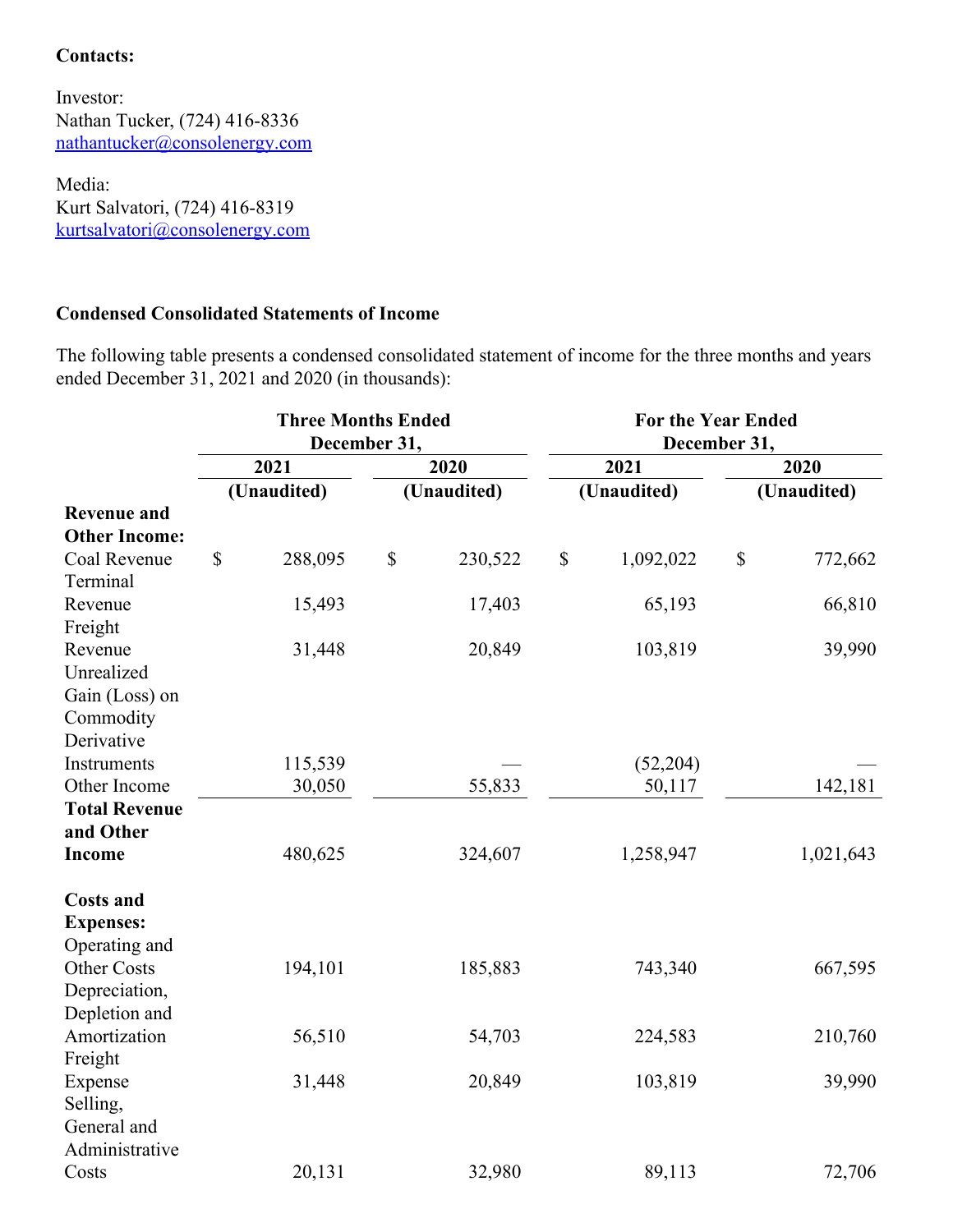**Contacts:**

Investor:
Nathan Tucker, (724) 416-8336
nathantucker@consolenergy.com

Media:
Kurt Salvatori, (724) 416-8319
kurtsalvatori@consolenergy.com

**Condensed Consolidated Statements of Income**

The following table presents a condensed consolidated statement of income for the three months and years ended December 31, 2021 and 2020 (in thousands):

| | Three Months Ended December 31, | | For the Year Ended December 31, | |
|---|---|---|---|---|
| | 2021 | 2020 | 2021 | 2020 |
| | (Unaudited) | (Unaudited) | (Unaudited) | (Unaudited) |
| **Revenue and Other Income:** | | | | |
| Coal Revenue | $ 288,095 | $ 230,522 | $ 1,092,022 | $ 772,662 |
| Terminal Revenue | 15,493 | 17,403 | 65,193 | 66,810 |
| Freight Revenue | 31,448 | 20,849 | 103,819 | 39,990 |
| Unrealized Gain (Loss) on Commodity Derivative Instruments | 115,539 | — | (52,204) | — |
| Other Income | 30,050 | 55,833 | 50,117 | 142,181 |
| **Total Revenue and Other Income** | 480,625 | 324,607 | 1,258,947 | 1,021,643 |
| **Costs and Expenses:** | | | | |
| Operating and Other Costs | 194,101 | 185,883 | 743,340 | 667,595 |
| Depreciation, Depletion and Amortization | 56,510 | 54,703 | 224,583 | 210,760 |
| Freight Expense | 31,448 | 20,849 | 103,819 | 39,990 |
| Selling, General and Administrative Costs | 20,131 | 32,980 | 89,113 | 72,706 |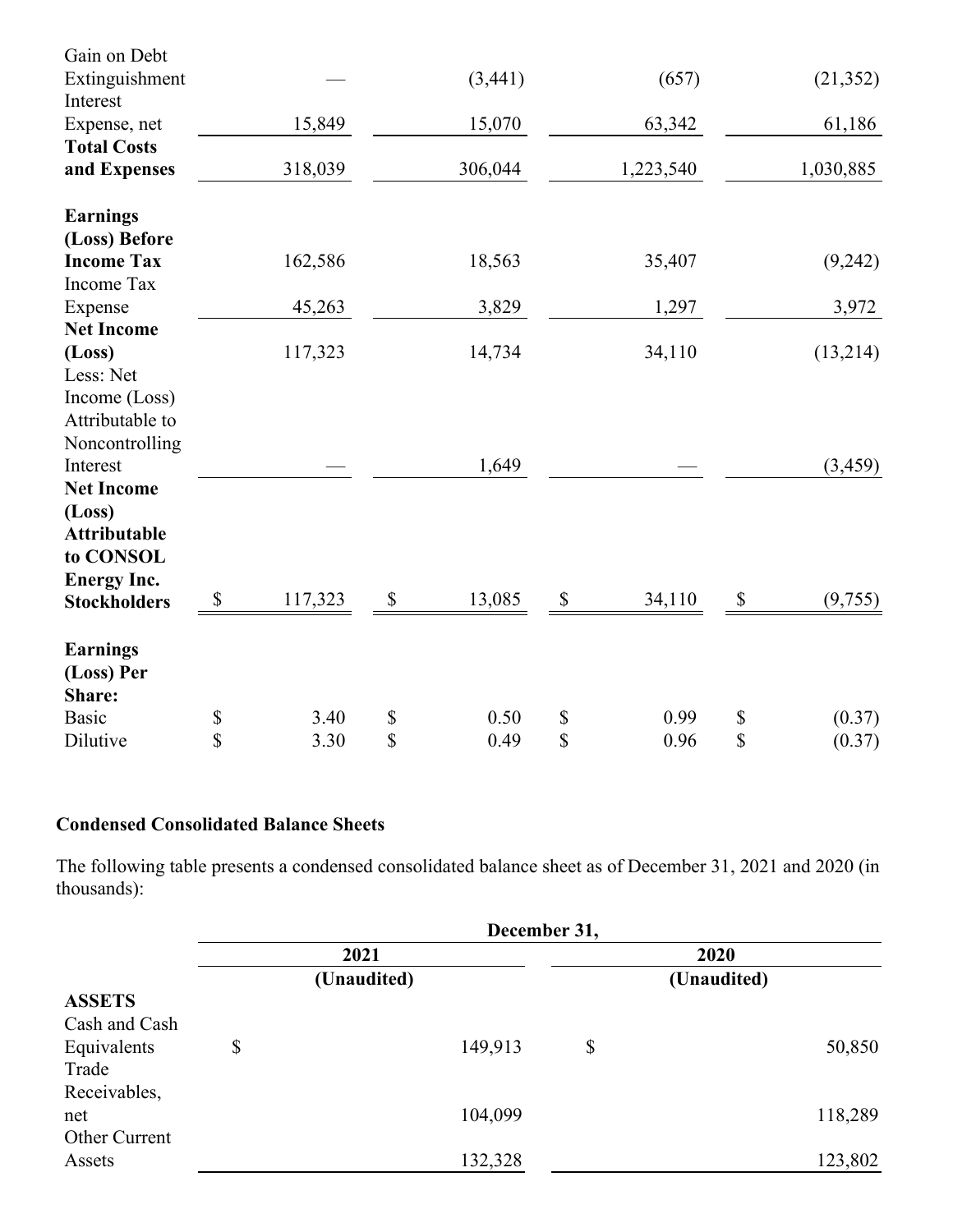| | | | | |
|---|---|---|---|---|
| Gain on Debt Extinguishment | — | (3,441) | (657) | (21,352) |
| Interest Expense, net | 15,849 | 15,070 | 63,342 | 61,186 |
| **Total Costs and Expenses** | 318,039 | 306,044 | 1,223,540 | 1,030,885 |
| | | | | |
| **Earnings (Loss) Before Income Tax** | 162,586 | 18,563 | 35,407 | (9,242) |
| Income Tax Expense | 45,263 | 3,829 | 1,297 | 3,972 |
| **Net Income (Loss)** | 117,323 | 14,734 | 34,110 | (13,214) |
| Less: Net Income (Loss) Attributable to Noncontrolling Interest | — | 1,649 | — | (3,459) |
| **Net Income (Loss) Attributable to CONSOL Energy Inc. Stockholders** | $ 117,323 | $ 13,085 | $ 34,110 | $ (9,755) |
| | | | | |
| **Earnings (Loss) Per Share:** | | | | |
| Basic | $ 3.40 | $ 0.50 | $ 0.99 | $ (0.37) |
| Dilutive | $ 3.30 | $ 0.49 | $ 0.96 | $ (0.37) |

**Condensed Consolidated Balance Sheets**

The following table presents a condensed consolidated balance sheet as of December 31, 2021 and 2020 (in thousands):

| | December 31, | |
|---|---|---|
| | 2021 (Unaudited) | 2020 (Unaudited) |
| **ASSETS** | | |
| Cash and Cash Equivalents | $ 149,913 | $ 50,850 |
| Trade Receivables, net | 104,099 | 118,289 |
| Other Current Assets | 132,328 | 123,802 |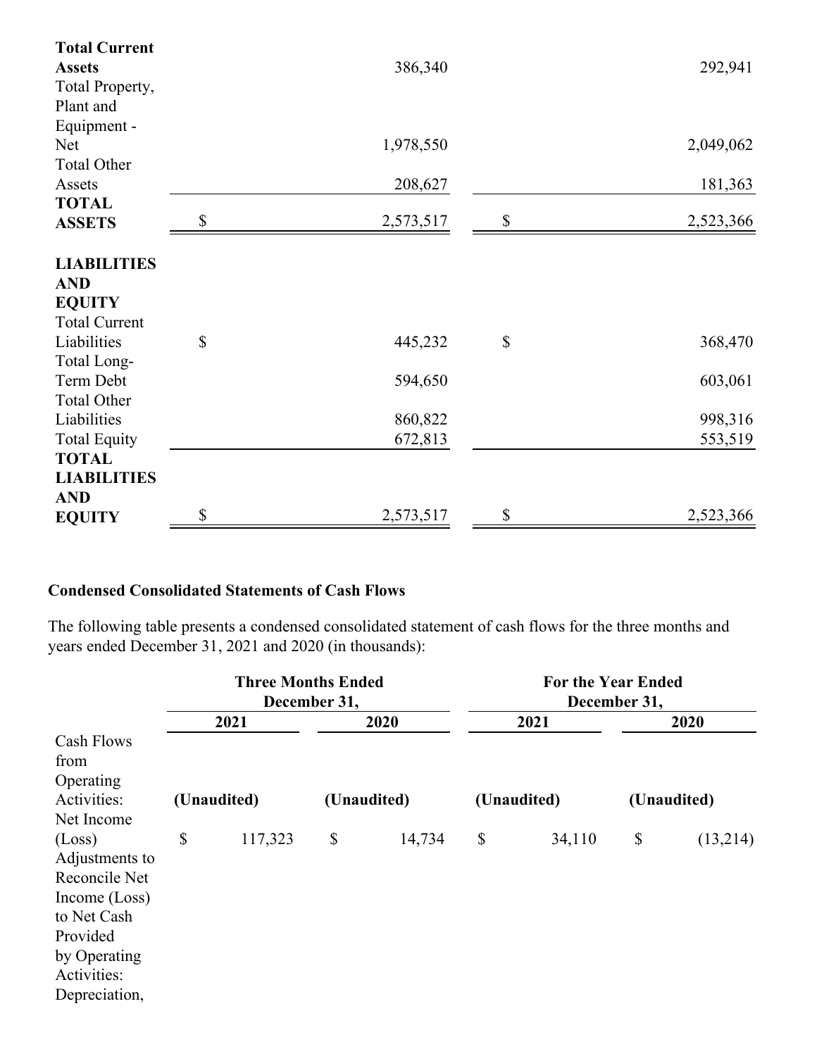| | | |
|---|---|---|
| **Total Current Assets** | 386,340 | 292,941 |
| Total Property, Plant and Equipment - Net | 1,978,550 | 2,049,062 |
| Total Other Assets | 208,627 | 181,363 |
| **TOTAL ASSETS** | $ 2,573,517 | $ 2,523,366 |
| | | |
| **LIABILITIES AND EQUITY** | | |
| Total Current Liabilities | $ 445,232 | $ 368,470 |
| Total Long-Term Debt | 594,650 | 603,061 |
| Total Other Liabilities | 860,822 | 998,316 |
| Total Equity | 672,813 | 553,519 |
| **TOTAL LIABILITIES AND EQUITY** | $ 2,573,517 | $ 2,523,366 |

**Condensed Consolidated Statements of Cash Flows**

The following table presents a condensed consolidated statement of cash flows for the three months and years ended December 31, 2021 and 2020 (in thousands):

| | **Three Months Ended December 31,** | | **For the Year Ended December 31,** | |
|---|---|---|---|---|
| | **2021** | **2020** | **2021** | **2020** |
| Cash Flows from Operating Activities: | **(Unaudited)** | **(Unaudited)** | **(Unaudited)** | **(Unaudited)** |
| Net Income (Loss) | $ 117,323 | $ 14,734 | $ 34,110 | $ (13,214) |
| Adjustments to Reconcile Net Income (Loss) to Net Cash Provided by Operating Activities: | | | | |
| Depreciation, | | | | |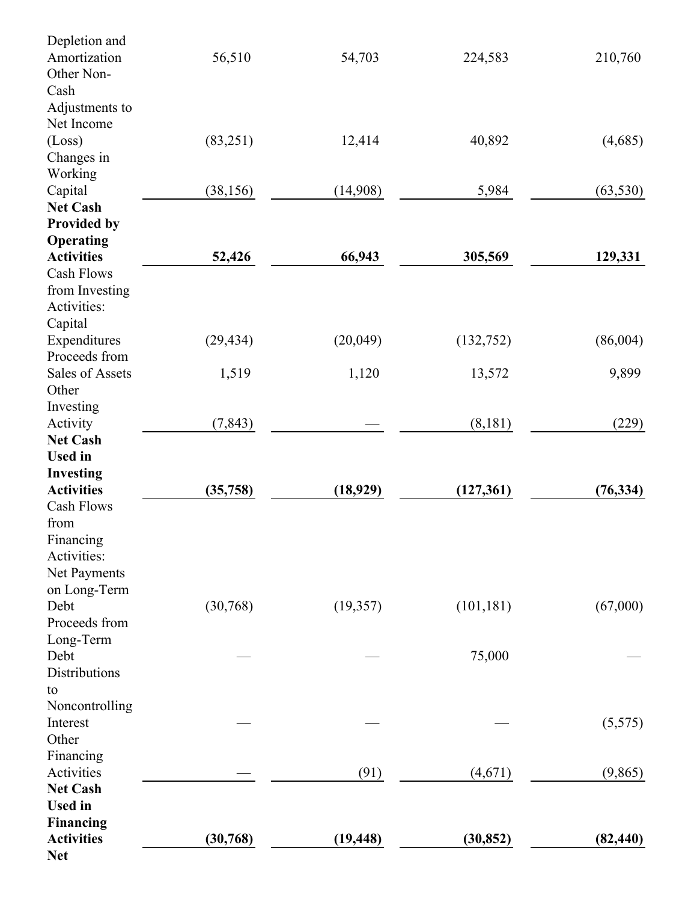| | | | | |
|---|---|---|---|---|
| Depletion and Amortization | 56,510 | 54,703 | 224,583 | 210,760 |
| Other Non-Cash Adjustments to Net Income (Loss) | (83,251) | 12,414 | 40,892 | (4,685) |
| Changes in Working Capital | (38,156) | (14,908) | 5,984 | (63,530) |
| **Net Cash Provided by Operating Activities** | **52,426** | **66,943** | **305,569** | **129,331** |
| Cash Flows from Investing Activities: | | | | |
| Capital Expenditures | (29,434) | (20,049) | (132,752) | (86,004) |
| Proceeds from Sales of Assets | 1,519 | 1,120 | 13,572 | 9,899 |
| Other Investing Activity | (7,843) | — | (8,181) | (229) |
| **Net Cash Used in Investing Activities** | **(35,758)** | **(18,929)** | **(127,361)** | **(76,334)** |
| Cash Flows from Financing Activities: | | | | |
| Net Payments on Long-Term Debt | (30,768) | (19,357) | (101,181) | (67,000) |
| Proceeds from Long-Term Debt | — | — | 75,000 | — |
| Distributions to Noncontrolling Interest | — | — | — | (5,575) |
| Other Financing Activities | — | (91) | (4,671) | (9,865) |
| **Net Cash Used in Financing Activities** | **(30,768)** | **(19,448)** | **(30,852)** | **(82,440)** |
| **Net** | | | | |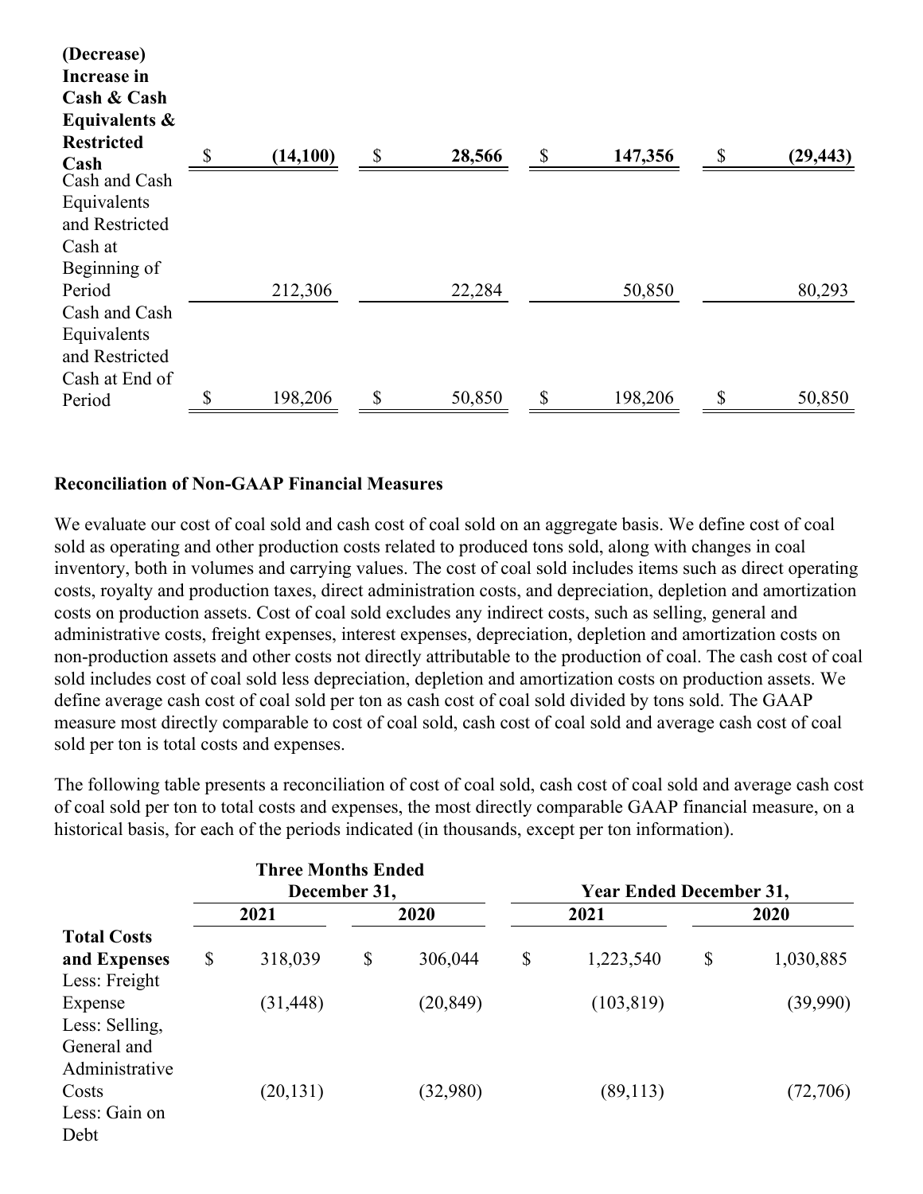| **(Decrease) Increase in Cash & Cash Equivalents & Restricted Cash** | $ | **(14,100)** | $ | **28,566** | $ | **147,356** | $ | **(29,443)** |
|---|---|---|---|---|---|---|---|---|
| Cash and Cash Equivalents and Restricted Cash at Beginning of Period | | 212,306 | | 22,284 | | 50,850 | | 80,293 |
| Cash and Cash Equivalents and Restricted Cash at End of Period | $ | 198,206 | $ | 50,850 | $ | 198,206 | $ | 50,850 |

**Reconciliation of Non-GAAP Financial Measures**

We evaluate our cost of coal sold and cash cost of coal sold on an aggregate basis. We define cost of coal sold as operating and other production costs related to produced tons sold, along with changes in coal inventory, both in volumes and carrying values. The cost of coal sold includes items such as direct operating costs, royalty and production taxes, direct administration costs, and depreciation, depletion and amortization costs on production assets. Cost of coal sold excludes any indirect costs, such as selling, general and administrative costs, freight expenses, interest expenses, depreciation, depletion and amortization costs on non-production assets and other costs not directly attributable to the production of coal. The cash cost of coal sold includes cost of coal sold less depreciation, depletion and amortization costs on production assets. We define average cash cost of coal sold per ton as cash cost of coal sold divided by tons sold. The GAAP measure most directly comparable to cost of coal sold, cash cost of coal sold and average cash cost of coal sold per ton is total costs and expenses.

The following table presents a reconciliation of cost of coal sold, cash cost of coal sold and average cash cost of coal sold per ton to total costs and expenses, the most directly comparable GAAP financial measure, on a historical basis, for each of the periods indicated (in thousands, except per ton information).

| | Three Months Ended December 31, | | | | Year Ended December 31, | | | |
|---|---|---|---|---|---|---|---|---|
| | 2021 | | 2020 | | 2021 | | 2020 | |
| **Total Costs and Expenses** | $ | 318,039 | $ | 306,044 | $ | 1,223,540 | $ | 1,030,885 |
| Less: Freight Expense | | (31,448) | | (20,849) | | (103,819) | | (39,990) |
| Less: Selling, General and Administrative Costs | | (20,131) | | (32,980) | | (89,113) | | (72,706) |
| Less: Gain on Debt | | | | | | | | |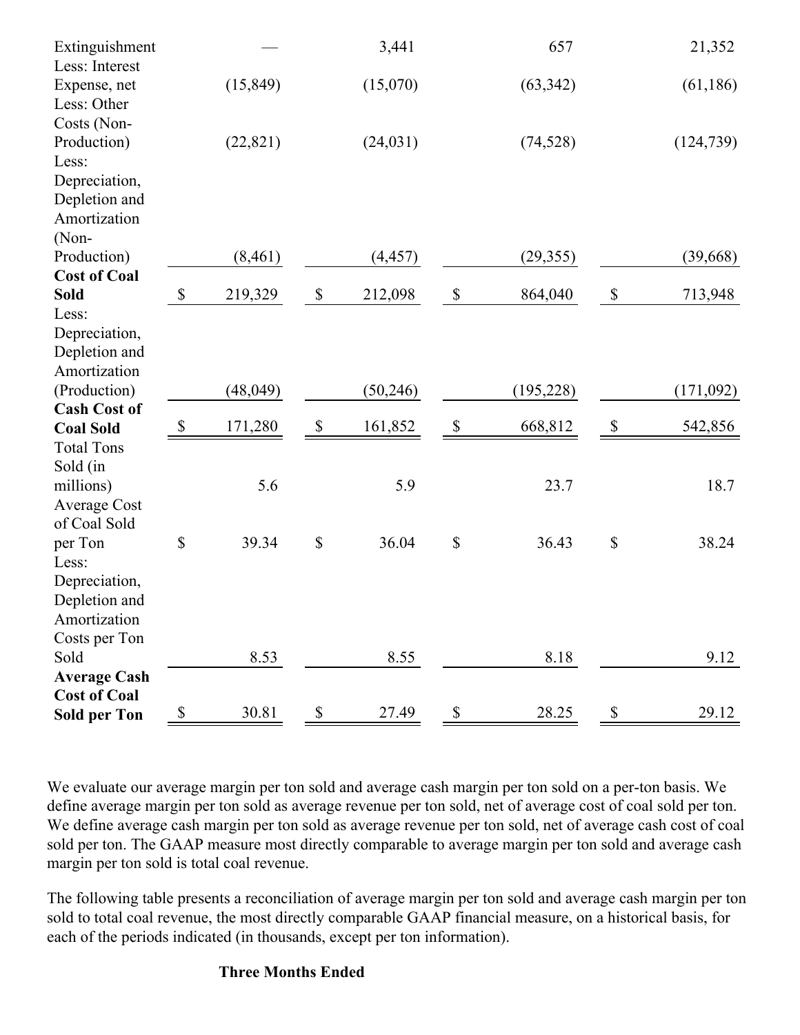| | | | | |
|---|---|---|---|---|
| Extinguishment | — | 3,441 | 657 | 21,352 |
| Less: Interest Expense, net | (15,849) | (15,070) | (63,342) | (61,186) |
| Less: Other Costs (Non-Production) | (22,821) | (24,031) | (74,528) | (124,739) |
| Less: Depreciation, Depletion and Amortization (Non-Production) | (8,461) | (4,457) | (29,355) | (39,668) |
| **Cost of Coal Sold** | $ 219,329 | $ 212,098 | $ 864,040 | $ 713,948 |
| Less: Depreciation, Depletion and Amortization (Production) | (48,049) | (50,246) | (195,228) | (171,092) |
| **Cash Cost of Coal Sold** | $ 171,280 | $ 161,852 | $ 668,812 | $ 542,856 |
| Total Tons Sold (in millions) | 5.6 | 5.9 | 23.7 | 18.7 |
| Average Cost of Coal Sold per Ton | $ 39.34 | $ 36.04 | $ 36.43 | $ 38.24 |
| Less: Depreciation, Depletion and Amortization Costs per Ton Sold | 8.53 | 8.55 | 8.18 | 9.12 |
| **Average Cash Cost of Coal Sold per Ton** | $ 30.81 | $ 27.49 | $ 28.25 | $ 29.12 |

We evaluate our average margin per ton sold and average cash margin per ton sold on a per-ton basis. We define average margin per ton sold as average revenue per ton sold, net of average cost of coal sold per ton. We define average cash margin per ton sold as average revenue per ton sold, net of average cash cost of coal sold per ton. The GAAP measure most directly comparable to average margin per ton sold and average cash margin per ton sold is total coal revenue.

The following table presents a reconciliation of average margin per ton sold and average cash margin per ton sold to total coal revenue, the most directly comparable GAAP financial measure, on a historical basis, for each of the periods indicated (in thousands, except per ton information).

**Three Months Ended**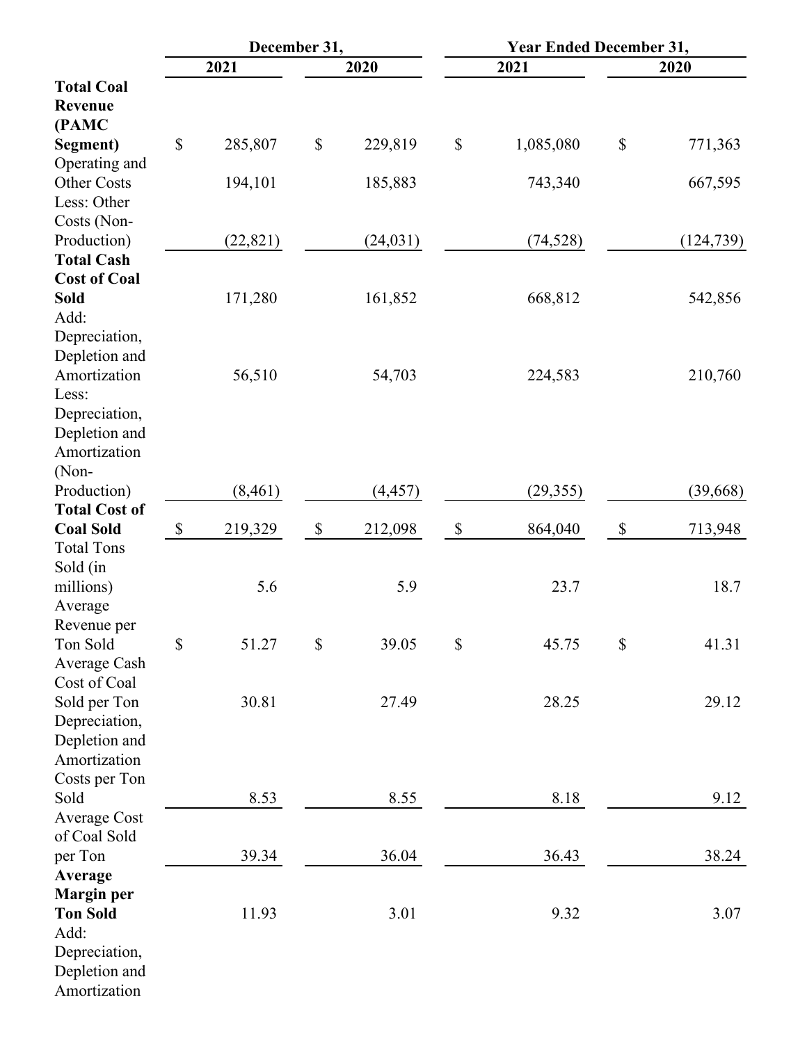| | December 31, | | Year Ended December 31, | |
|---|---|---|---|---|
| | 2021 | 2020 | 2021 | 2020 |
| **Total Coal Revenue (PAMC Segment)** | $ 285,807 | $ 229,819 | $ 1,085,080 | $ 771,363 |
| Operating and Other Costs | 194,101 | 185,883 | 743,340 | 667,595 |
| Less: Other Costs (Non-Production) | (22,821) | (24,031) | (74,528) | (124,739) |
| **Total Cash Cost of Coal Sold** | 171,280 | 161,852 | 668,812 | 542,856 |
| Add: Depreciation, Depletion and Amortization | 56,510 | 54,703 | 224,583 | 210,760 |
| Less: Depreciation, Depletion and Amortization (Non-Production) | (8,461) | (4,457) | (29,355) | (39,668) |
| **Total Cost of Coal Sold** | $ 219,329 | $ 212,098 | $ 864,040 | $ 713,948 |
| Total Tons Sold (in millions) | 5.6 | 5.9 | 23.7 | 18.7 |
| Average Revenue per Ton Sold | $ 51.27 | $ 39.05 | $ 45.75 | $ 41.31 |
| Average Cash Cost of Coal Sold per Ton | 30.81 | 27.49 | 28.25 | 29.12 |
| Depreciation, Depletion and Amortization Costs per Ton Sold | 8.53 | 8.55 | 8.18 | 9.12 |
| Average Cost of Coal Sold per Ton | 39.34 | 36.04 | 36.43 | 38.24 |
| **Average Margin per Ton Sold** | 11.93 | 3.01 | 9.32 | 3.07 |
| Add: Depreciation, Depletion and Amortization | | | | |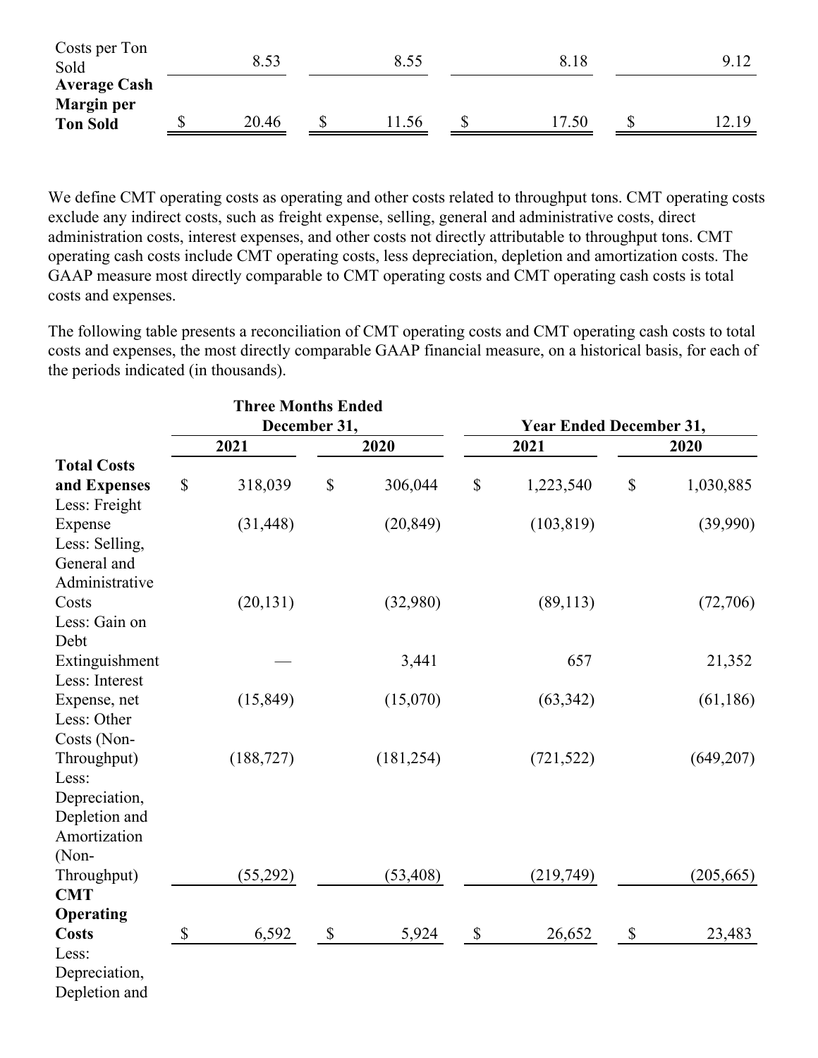| | | | | |
|---|---|---|---|---|
| Costs per Ton Sold | 8.53 | 8.55 | 8.18 | 9.12 |
| **Average Cash Margin per Ton Sold** | $ 20.46 | $ 11.56 | $ 17.50 | $ 12.19 |

We define CMT operating costs as operating and other costs related to throughput tons. CMT operating costs exclude any indirect costs, such as freight expense, selling, general and administrative costs, direct administration costs, interest expenses, and other costs not directly attributable to throughput tons. CMT operating cash costs include CMT operating costs, less depreciation, depletion and amortization costs. The GAAP measure most directly comparable to CMT operating costs and CMT operating cash costs is total costs and expenses.

The following table presents a reconciliation of CMT operating costs and CMT operating cash costs to total costs and expenses, the most directly comparable GAAP financial measure, on a historical basis, for each of the periods indicated (in thousands).

| | Three Months Ended December 31, | | Year Ended December 31, | |
|---|---|---|---|---|
| | 2021 | 2020 | 2021 | 2020 |
| **Total Costs and Expenses** | $ 318,039 | $ 306,044 | $ 1,223,540 | $ 1,030,885 |
| Less: Freight Expense | (31,448) | (20,849) | (103,819) | (39,990) |
| Less: Selling, General and Administrative Costs | (20,131) | (32,980) | (89,113) | (72,706) |
| Less: Gain on Debt Extinguishment | — | 3,441 | 657 | 21,352 |
| Less: Interest Expense, net | (15,849) | (15,070) | (63,342) | (61,186) |
| Less: Other Costs (Non-Throughput) | (188,727) | (181,254) | (721,522) | (649,207) |
| Less: Depreciation, Depletion and Amortization (Non-Throughput) | (55,292) | (53,408) | (219,749) | (205,665) |
| **CMT Operating Costs** | $ 6,592 | $ 5,924 | $ 26,652 | $ 23,483 |
| Less: Depreciation, Depletion and | | | | |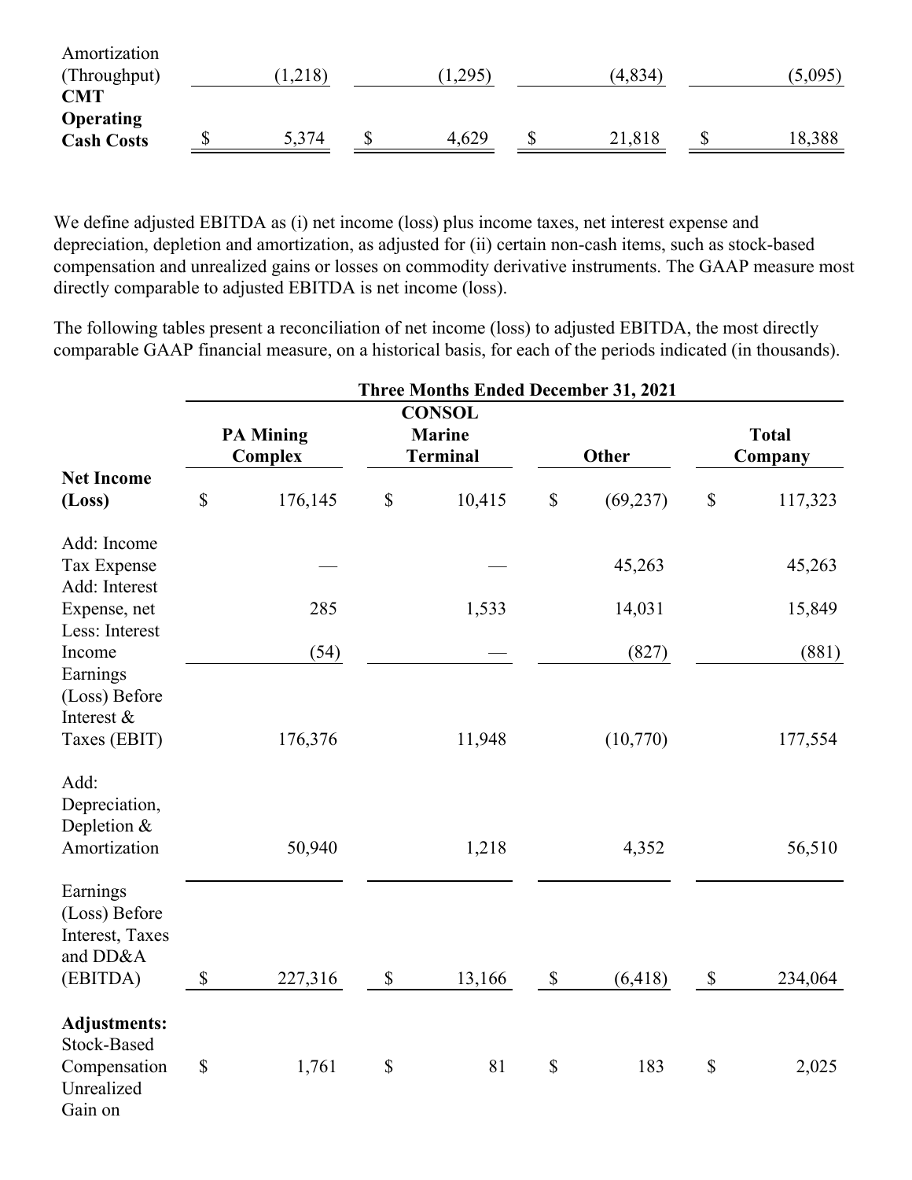| | | | | |
|---|---|---|---|---|
| Amortization (Throughput) | (1,218) | (1,295) | (4,834) | (5,095) |
| **CMT Operating Cash Costs** | $ 5,374 | $ 4,629 | $ 21,818 | $ 18,388 |

We define adjusted EBITDA as (i) net income (loss) plus income taxes, net interest expense and depreciation, depletion and amortization, as adjusted for (ii) certain non-cash items, such as stock-based compensation and unrealized gains or losses on commodity derivative instruments. The GAAP measure most directly comparable to adjusted EBITDA is net income (loss).

The following tables present a reconciliation of net income (loss) to adjusted EBITDA, the most directly comparable GAAP financial measure, on a historical basis, for each of the periods indicated (in thousands).

| | **Three Months Ended December 31, 2021** | | | |
|---|---|---|---|---|
| | **PA Mining Complex** | **CONSOL Marine Terminal** | **Other** | **Total Company** |
| **Net Income (Loss)** | $ 176,145 | $ 10,415 | $ (69,237) | $ 117,323 |
| Add: Income Tax Expense | — | — | 45,263 | 45,263 |
| Add: Interest Expense, net | 285 | 1,533 | 14,031 | 15,849 |
| Less: Interest Income | (54) | — | (827) | (881) |
| Earnings (Loss) Before Interest & Taxes (EBIT) | 176,376 | 11,948 | (10,770) | 177,554 |
| Add: Depreciation, Depletion & Amortization | 50,940 | 1,218 | 4,352 | 56,510 |
| Earnings (Loss) Before Interest, Taxes and DD&A (EBITDA) | $ 227,316 | $ 13,166 | $ (6,418) | $ 234,064 |
| **Adjustments:** | | | | |
| Stock-Based Compensation | $ 1,761 | $ 81 | $ 183 | $ 2,025 |
| Unrealized Gain on | | | | |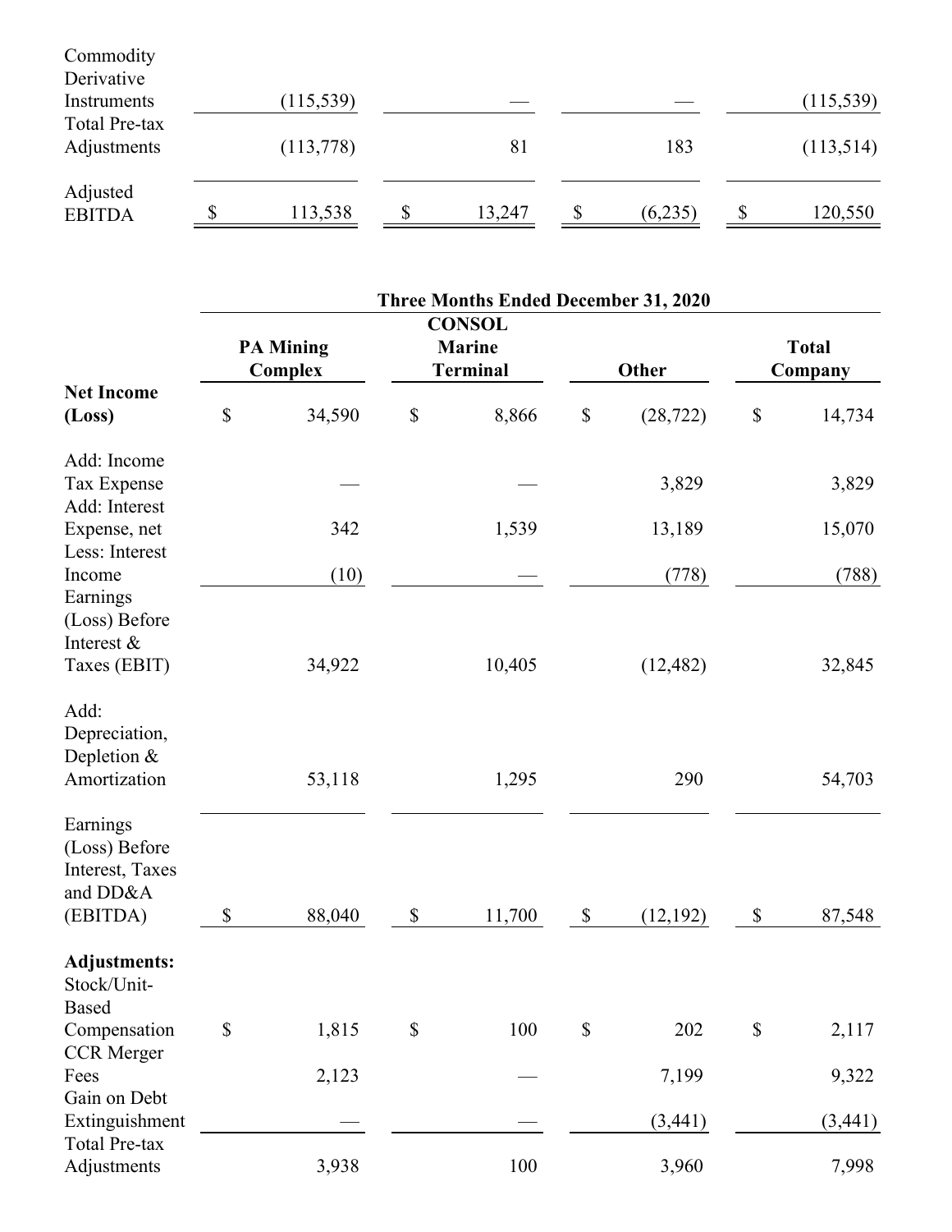| | | | | |
|---|---|---|---|---|
| Commodity Derivative Instruments | (115,539) | — | — | (115,539) |
| Total Pre-tax Adjustments | (113,778) | 81 | 183 | (113,514) |
| Adjusted EBITDA | $ 113,538 | $ 13,247 | $ (6,235) | $ 120,550 |

| | Three Months Ended December 31, 2020 | | | |
|---|---|---|---|---|
| | PA Mining Complex | CONSOL Marine Terminal | Other | Total Company |
| **Net Income (Loss)** | $ 34,590 | $ 8,866 | $ (28,722) | $ 14,734 |
| Add: Income Tax Expense | — | — | 3,829 | 3,829 |
| Add: Interest Expense, net | 342 | 1,539 | 13,189 | 15,070 |
| Less: Interest Income | (10) | — | (778) | (788) |
| Earnings (Loss) Before Interest & Taxes (EBIT) | 34,922 | 10,405 | (12,482) | 32,845 |
| Add: Depreciation, Depletion & Amortization | 53,118 | 1,295 | 290 | 54,703 |
| Earnings (Loss) Before Interest, Taxes and DD&A (EBITDA) | $ 88,040 | $ 11,700 | $ (12,192) | $ 87,548 |
| **Adjustments:** | | | | |
| Stock/Unit-Based Compensation | $ 1,815 | $ 100 | $ 202 | $ 2,117 |
| CCR Merger Fees | 2,123 | — | 7,199 | 9,322 |
| Gain on Debt Extinguishment | — | — | (3,441) | (3,441) |
| Total Pre-tax Adjustments | 3,938 | 100 | 3,960 | 7,998 |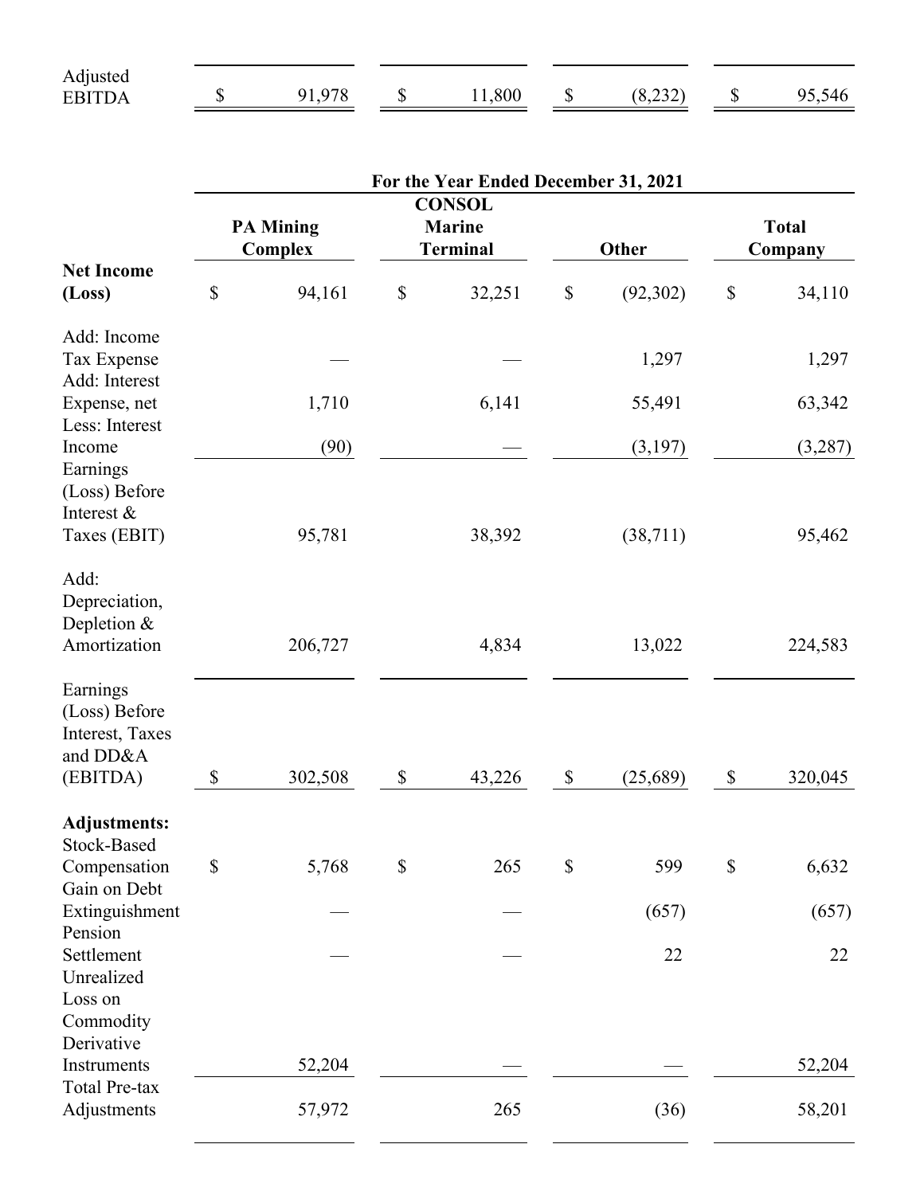| | | | | |
|---|---|---|---|---|
| Adjusted EBITDA | $ 91,978 | $ 11,800 | $ (8,232) | $ 95,546 |

| | For the Year Ended December 31, 2021 | | | |
|---|---|---|---|---|
| | PA Mining Complex | CONSOL Marine Terminal | Other | Total Company |
| **Net Income (Loss)** | $ 94,161 | $ 32,251 | $ (92,302) | $ 34,110 |
| Add: Income Tax Expense | — | — | 1,297 | 1,297 |
| Add: Interest Expense, net | 1,710 | 6,141 | 55,491 | 63,342 |
| Less: Interest Income | (90) | — | (3,197) | (3,287) |
| Earnings (Loss) Before Interest & Taxes (EBIT) | 95,781 | 38,392 | (38,711) | 95,462 |
| Add: Depreciation, Depletion & Amortization | 206,727 | 4,834 | 13,022 | 224,583 |
| Earnings (Loss) Before Interest, Taxes and DD&A (EBITDA) | $ 302,508 | $ 43,226 | $ (25,689) | $ 320,045 |
| **Adjustments:** | | | | |
| Stock-Based Compensation | $ 5,768 | $ 265 | $ 599 | $ 6,632 |
| Gain on Debt Extinguishment | — | — | (657) | (657) |
| Pension Settlement | — | — | 22 | 22 |
| Unrealized Loss on Commodity Derivative Instruments | 52,204 | — | — | 52,204 |
| Total Pre-tax Adjustments | 57,972 | 265 | (36) | 58,201 |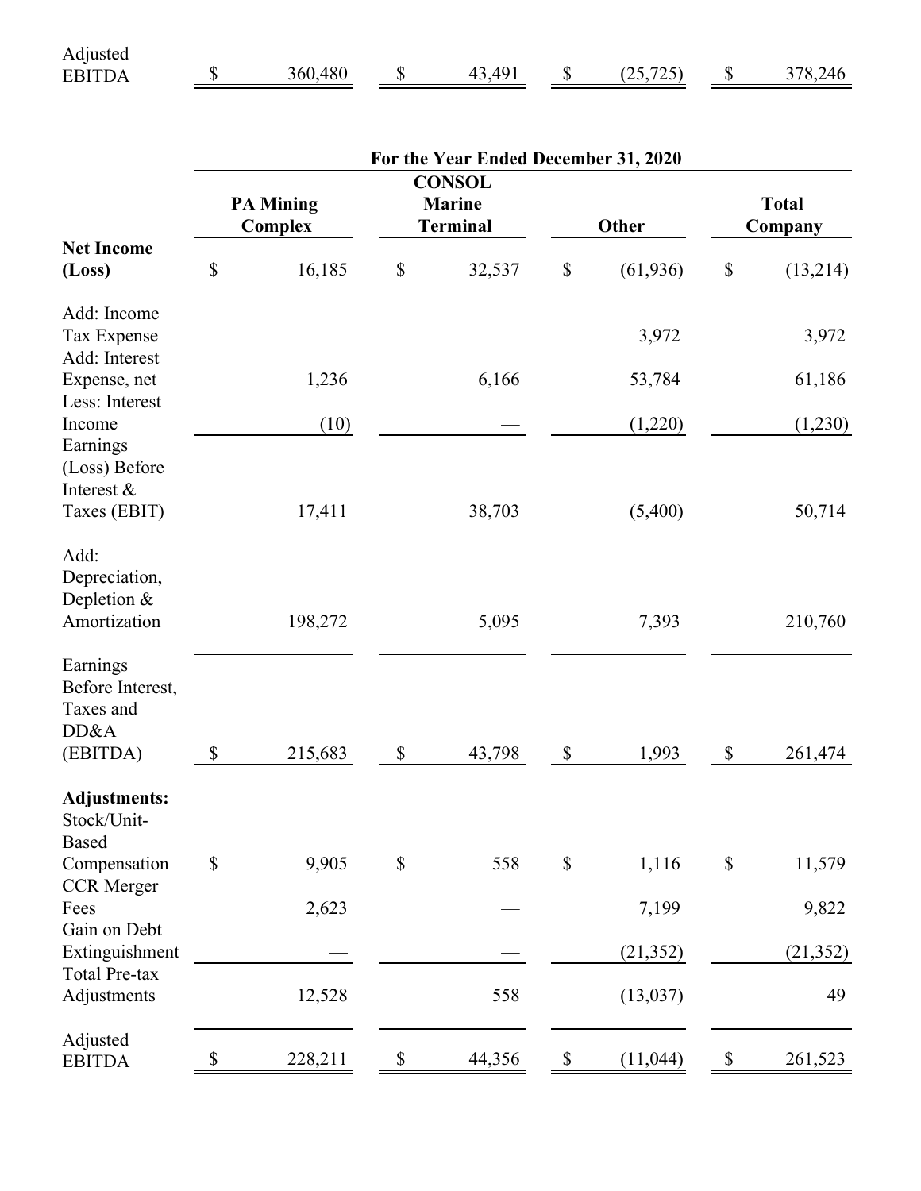| | PA Mining Complex | CONSOL Marine Terminal | Other | Total Company |
|---|---|---|---|---|
| Adjusted EBITDA | $ 360,480 | $ 43,491 | $ (25,725) | $ 378,246 |

| | For the Year Ended December 31, 2020 | | | |
|---|---|---|---|---|
| | PA Mining Complex | CONSOL Marine Terminal | Other | Total Company |
| **Net Income (Loss)** | $ 16,185 | $ 32,537 | $ (61,936) | $ (13,214) |
| Add: Income Tax Expense | — | — | 3,972 | 3,972 |
| Add: Interest Expense, net | 1,236 | 6,166 | 53,784 | 61,186 |
| Less: Interest Income | (10) | — | (1,220) | (1,230) |
| Earnings (Loss) Before Interest & Taxes (EBIT) | 17,411 | 38,703 | (5,400) | 50,714 |
| Add: Depreciation, Depletion & Amortization | 198,272 | 5,095 | 7,393 | 210,760 |
| Earnings Before Interest, Taxes and DD&A (EBITDA) | $ 215,683 | $ 43,798 | $ 1,993 | $ 261,474 |
| **Adjustments:** | | | | |
| Stock/Unit-Based Compensation | $ 9,905 | $ 558 | $ 1,116 | $ 11,579 |
| CCR Merger Fees | 2,623 | — | 7,199 | 9,822 |
| Gain on Debt Extinguishment | — | — | (21,352) | (21,352) |
| Total Pre-tax Adjustments | 12,528 | 558 | (13,037) | 49 |
| Adjusted EBITDA | $ 228,211 | $ 44,356 | $ (11,044) | $ 261,523 |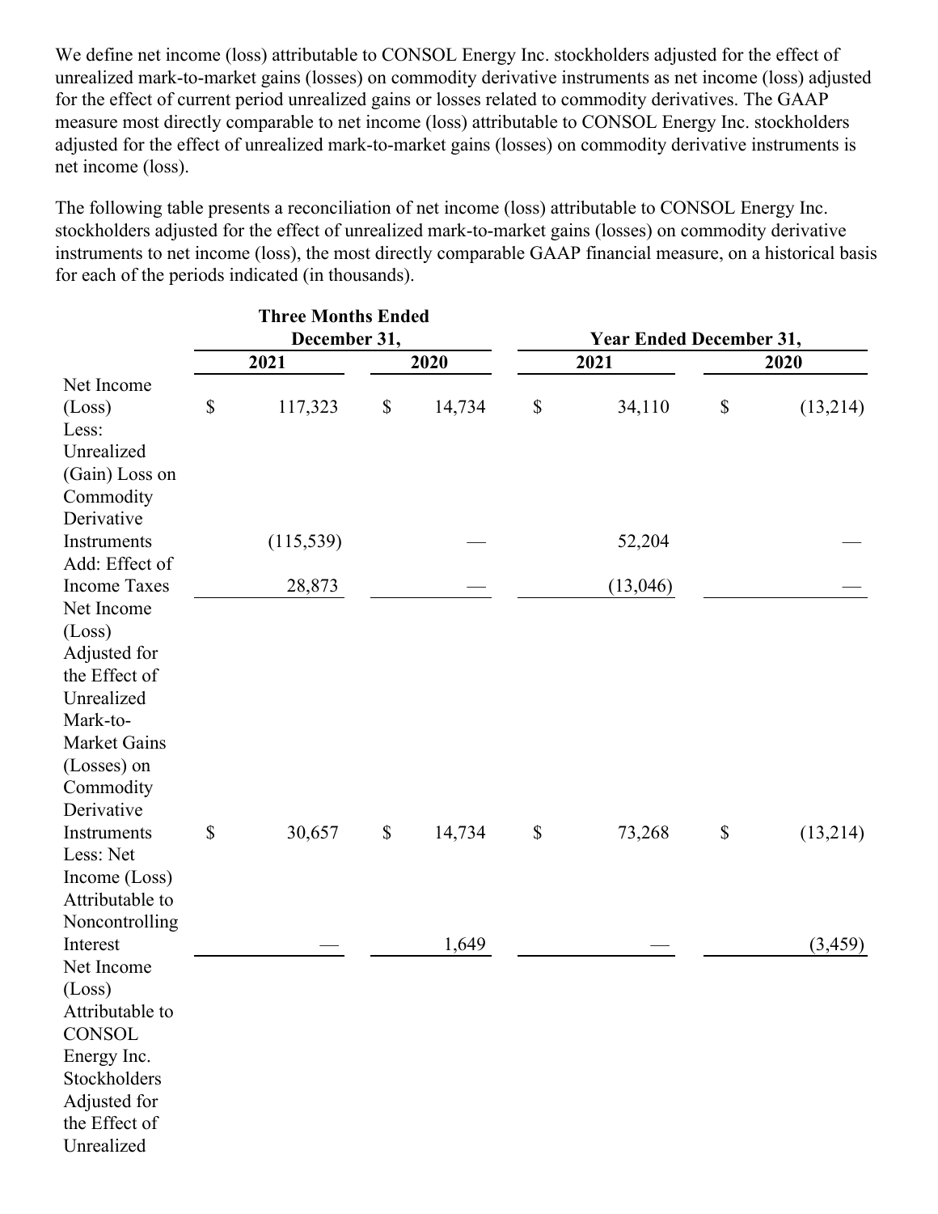We define net income (loss) attributable to CONSOL Energy Inc. stockholders adjusted for the effect of unrealized mark-to-market gains (losses) on commodity derivative instruments as net income (loss) adjusted for the effect of current period unrealized gains or losses related to commodity derivatives. The GAAP measure most directly comparable to net income (loss) attributable to CONSOL Energy Inc. stockholders adjusted for the effect of unrealized mark-to-market gains (losses) on commodity derivative instruments is net income (loss).

The following table presents a reconciliation of net income (loss) attributable to CONSOL Energy Inc. stockholders adjusted for the effect of unrealized mark-to-market gains (losses) on commodity derivative instruments to net income (loss), the most directly comparable GAAP financial measure, on a historical basis for each of the periods indicated (in thousands).

| | Three Months Ended December 31, | | Year Ended December 31, | |
|---|---|---|---|---|
| | 2021 | 2020 | 2021 | 2020 |
| Net Income (Loss) | $ 117,323 | $ 14,734 | $ 34,110 | $ (13,214) |
| Less: Unrealized (Gain) Loss on Commodity Derivative Instruments | (115,539) | — | 52,204 | — |
| Add: Effect of Income Taxes | 28,873 | — | (13,046) | — |
| Net Income (Loss) Adjusted for the Effect of Unrealized Mark-to-Market Gains (Losses) on Commodity Derivative Instruments | $ 30,657 | $ 14,734 | $ 73,268 | $ (13,214) |
| Less: Net Income (Loss) Attributable to Noncontrolling Interest | — | 1,649 | — | (3,459) |
| Net Income (Loss) Attributable to CONSOL Energy Inc. Stockholders Adjusted for the Effect of Unrealized | | | | |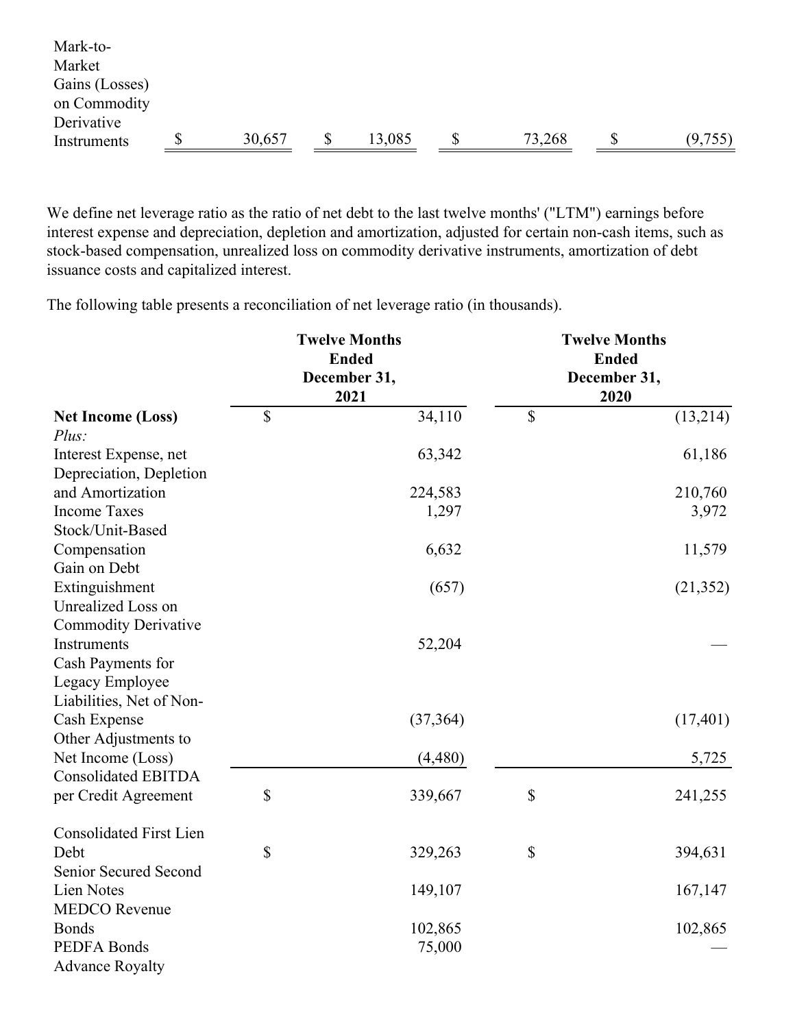| Mark-to-Market Gains (Losses) on Commodity Derivative Instruments | $ 30,657 | $ 13,085 | $ 73,268 | $ (9,755) |
|---|---|---|---|---|

We define net leverage ratio as the ratio of net debt to the last twelve months' ("LTM") earnings before interest expense and depreciation, depletion and amortization, adjusted for certain non-cash items, such as stock-based compensation, unrealized loss on commodity derivative instruments, amortization of debt issuance costs and capitalized interest.

The following table presents a reconciliation of net leverage ratio (in thousands).

| | Twelve Months Ended December 31, 2021 | Twelve Months Ended December 31, 2020 |
|---|---|---|
| **Net Income (Loss)** | $ 34,110 | $ (13,214) |
| *Plus:* | | |
| Interest Expense, net | 63,342 | 61,186 |
| Depreciation, Depletion and Amortization | 224,583 | 210,760 |
| Income Taxes | 1,297 | 3,972 |
| Stock/Unit-Based Compensation | 6,632 | 11,579 |
| Gain on Debt Extinguishment | (657) | (21,352) |
| Unrealized Loss on Commodity Derivative Instruments | 52,204 | — |
| Cash Payments for Legacy Employee Liabilities, Net of Non-Cash Expense | (37,364) | (17,401) |
| Other Adjustments to Net Income (Loss) | (4,480) | 5,725 |
| Consolidated EBITDA per Credit Agreement | $ 339,667 | $ 241,255 |
| | | |
| Consolidated First Lien Debt | $ 329,263 | $ 394,631 |
| Senior Secured Second Lien Notes | 149,107 | 167,147 |
| MEDCO Revenue Bonds | 102,865 | 102,865 |
| PEDFA Bonds | 75,000 | — |
| Advance Royalty | | |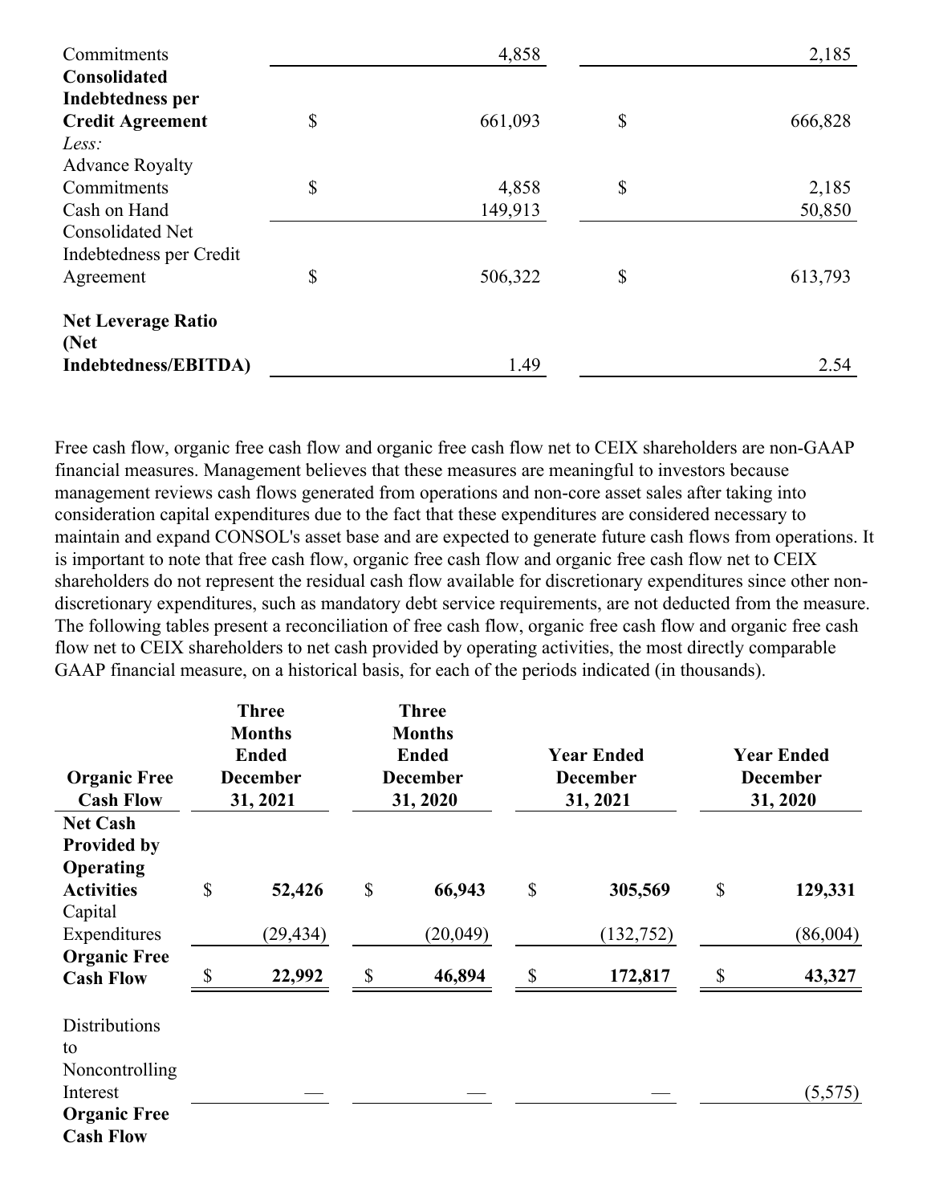| | | |
|---|---|---|
| Commitments | 4,858 | 2,185 |
| **Consolidated Indebtedness per Credit Agreement** | $ 661,093 | $ 666,828 |
| *Less:* | | |
| Advance Royalty Commitments | $ 4,858 | $ 2,185 |
| Cash on Hand | 149,913 | 50,850 |
| Consolidated Net Indebtedness per Credit Agreement | $ 506,322 | $ 613,793 |
| | | |
| **Net Leverage Ratio (Net Indebtedness/EBITDA)** | 1.49 | 2.54 |

Free cash flow, organic free cash flow and organic free cash flow net to CEIX shareholders are non-GAAP financial measures. Management believes that these measures are meaningful to investors because management reviews cash flows generated from operations and non-core asset sales after taking into consideration capital expenditures due to the fact that these expenditures are considered necessary to maintain and expand CONSOL's asset base and are expected to generate future cash flows from operations. It is important to note that free cash flow, organic free cash flow and organic free cash flow net to CEIX shareholders do not represent the residual cash flow available for discretionary expenditures since other non-discretionary expenditures, such as mandatory debt service requirements, are not deducted from the measure. The following tables present a reconciliation of free cash flow, organic free cash flow and organic free cash flow net to CEIX shareholders to net cash provided by operating activities, the most directly comparable GAAP financial measure, on a historical basis, for each of the periods indicated (in thousands).

| Organic Free Cash Flow | Three Months Ended December 31, 2021 | Three Months Ended December 31, 2020 | Year Ended December 31, 2021 | Year Ended December 31, 2020 |
|---|---|---|---|---|
| **Net Cash Provided by Operating Activities** | $ **52,426** | $ **66,943** | $ **305,569** | $ **129,331** |
| Capital Expenditures | (29,434) | (20,049) | (132,752) | (86,004) |
| **Organic Free Cash Flow** | $ **22,992** | $ **46,894** | $ **172,817** | $ **43,327** |
| | | | | |
| Distributions to Noncontrolling Interest | — | — | — | (5,575) |
| **Organic Free Cash Flow** | | | | |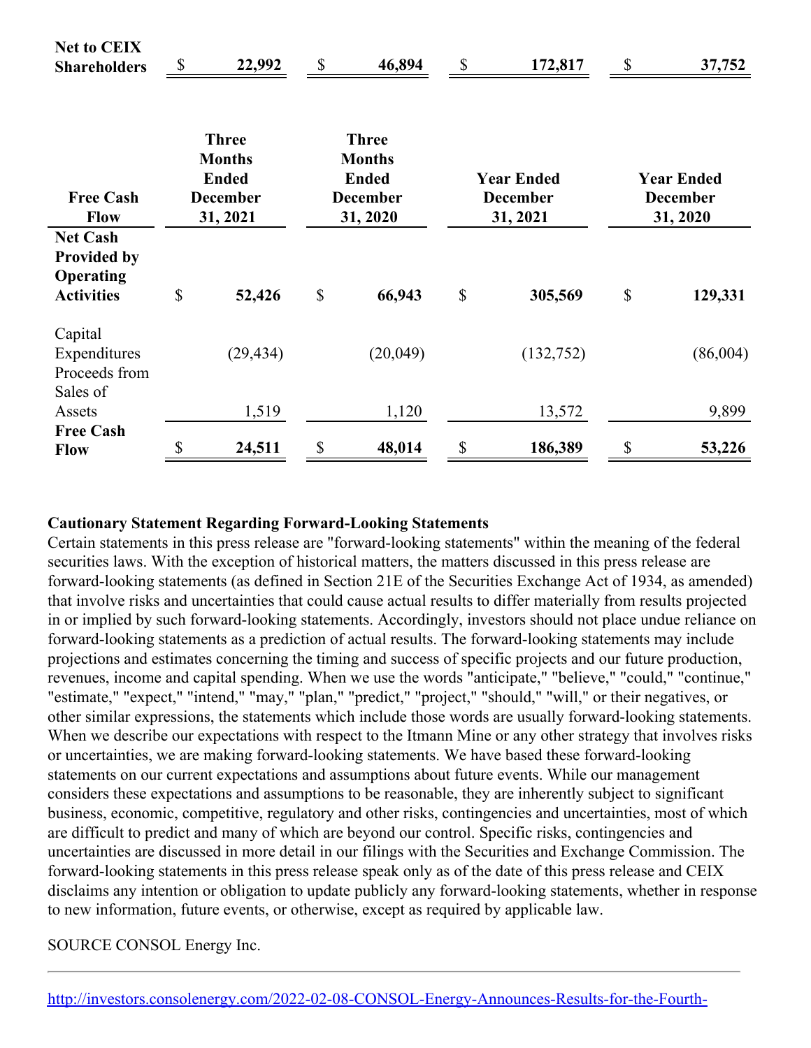| | | | | |
|---|---|---|---|---|
| **Net to CEIX Shareholders** | **$ 22,992** | **$ 46,894** | **$ 172,817** | **$ 37,752** |

| **Free Cash Flow** | **Three Months Ended December 31, 2021** | **Three Months Ended December 31, 2020** | **Year Ended December 31, 2021** | **Year Ended December 31, 2020** |
|---|---|---|---|---|
| **Net Cash Provided by Operating Activities** | **$ 52,426** | **$ 66,943** | **$ 305,569** | **$ 129,331** |
| Capital Expenditures | (29,434) | (20,049) | (132,752) | (86,004) |
| Proceeds from Sales of Assets | 1,519 | 1,120 | 13,572 | 9,899 |
| **Free Cash Flow** | **$ 24,511** | **$ 48,014** | **$ 186,389** | **$ 53,226** |

**Cautionary Statement Regarding Forward-Looking Statements**

Certain statements in this press release are "forward-looking statements" within the meaning of the federal securities laws. With the exception of historical matters, the matters discussed in this press release are forward-looking statements (as defined in Section 21E of the Securities Exchange Act of 1934, as amended) that involve risks and uncertainties that could cause actual results to differ materially from results projected in or implied by such forward-looking statements. Accordingly, investors should not place undue reliance on forward-looking statements as a prediction of actual results. The forward-looking statements may include projections and estimates concerning the timing and success of specific projects and our future production, revenues, income and capital spending. When we use the words "anticipate," "believe," "could," "continue," "estimate," "expect," "intend," "may," "plan," "predict," "project," "should," "will," or their negatives, or other similar expressions, the statements which include those words are usually forward-looking statements. When we describe our expectations with respect to the Itmann Mine or any other strategy that involves risks or uncertainties, we are making forward-looking statements. We have based these forward-looking statements on our current expectations and assumptions about future events. While our management considers these expectations and assumptions to be reasonable, they are inherently subject to significant business, economic, competitive, regulatory and other risks, contingencies and uncertainties, most of which are difficult to predict and many of which are beyond our control. Specific risks, contingencies and uncertainties are discussed in more detail in our filings with the Securities and Exchange Commission. The forward-looking statements in this press release speak only as of the date of this press release and CEIX disclaims any intention or obligation to update publicly any forward-looking statements, whether in response to new information, future events, or otherwise, except as required by applicable law.

SOURCE CONSOL Energy Inc.

---

http://investors.consolenergy.com/2022-02-08-CONSOL-Energy-Announces-Results-for-the-Fourth-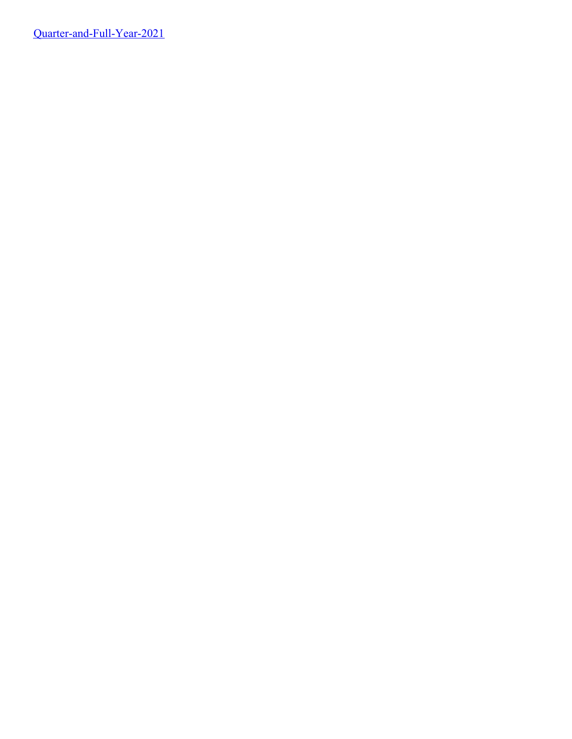Quarter-and-Full-Year-2021